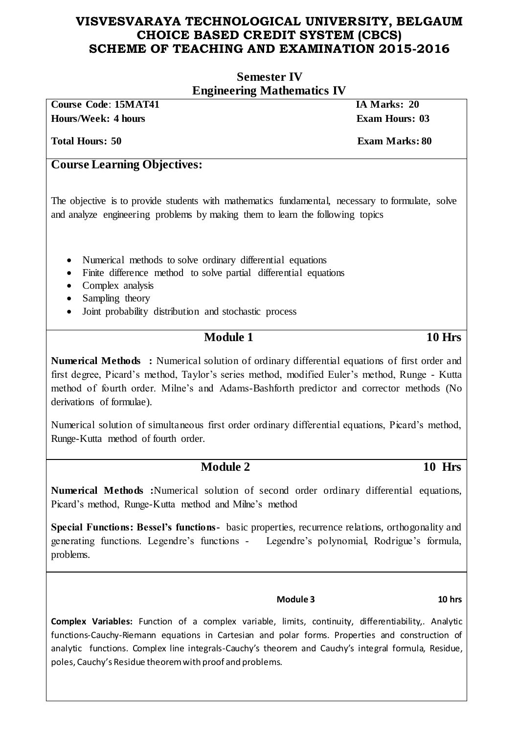# VISVESVARAYA TECHNOLOGICAL UNIVERSITY, BELGAUM
# CHOICE BASED CREDIT SYSTEM (CBCS)
# SCHEME OF TEACHING AND EXAMINATION 2015-2016

## Semester IV
## Engineering Mathematics IV

| | |
|---|---|
| **Course Code**: **15MAT41** | **IA Marks: 20** |
| **Hours/Week: 4 hours** | **Exam Hours: 03** |
| **Total Hours: 50** | **Exam Marks: 80** |

### Course Learning Objectives:

The objective is to provide students with mathematics fundamental, necessary to formulate, solve and analyze engineering problems by making them to learn the following topics

- Numerical methods to solve ordinary differential equations
- Finite difference method to solve partial differential equations
- Complex analysis
- Sampling theory
- Joint probability distribution and stochastic process

### Module 1 — 10 Hrs

**Numerical Methods :** Numerical solution of ordinary differential equations of first order and first degree, Picard's method, Taylor's series method, modified Euler's method, Runge - Kutta method of fourth order. Milne's and Adams-Bashforth predictor and corrector methods (No derivations of formulae).

Numerical solution of simultaneous first order ordinary differential equations, Picard's method, Runge-Kutta method of fourth order.

### Module 2 — 10 Hrs

**Numerical Methods :**Numerical solution of second order ordinary differential equations, Picard's method, Runge-Kutta method and Milne's method

**Special Functions: Bessel's functions**- basic properties, recurrence relations, orthogonality and generating functions. Legendre's functions - Legendre's polynomial, Rodrigue's formula, problems.

### Module 3 — 10 hrs

**Complex Variables:** Function of a complex variable, limits, continuity, differentiability,. Analytic functions-Cauchy-Riemann equations in Cartesian and polar forms. Properties and construction of analytic functions. Complex line integrals-Cauchy's theorem and Cauchy's integral formula, Residue, poles, Cauchy's Residue theorem with proof and problems.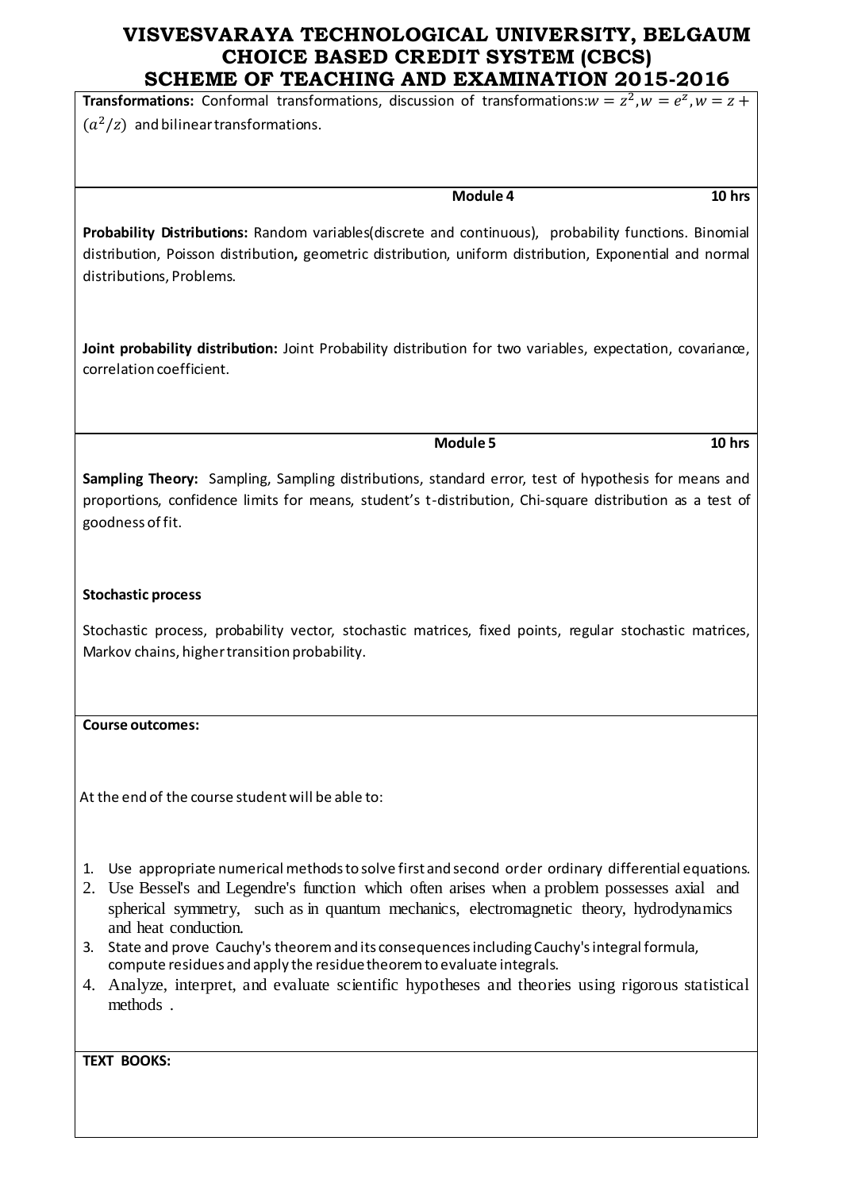**Transformations:** Conformal transformations, discussion of transformations: $w = z^2, w = e^z, w = z + (a^2/z)$ and bilinear transformations.

**Module 4** **10 hrs**

**Probability Distributions:** Random variables(discrete and continuous), probability functions. Binomial distribution, Poisson distribution**,** geometric distribution, uniform distribution, Exponential and normal distributions, Problems.

**Joint probability distribution:** Joint Probability distribution for two variables, expectation, covariance, correlation coefficient.

**Module 5** **10 hrs**

**Sampling Theory:** Sampling, Sampling distributions, standard error, test of hypothesis for means and proportions, confidence limits for means, student's t-distribution, Chi-square distribution as a test of goodness of fit.

**Stochastic process**

Stochastic process, probability vector, stochastic matrices, fixed points, regular stochastic matrices, Markov chains, higher transition probability.

**Course outcomes:**

At the end of the course student will be able to:

1. Use appropriate numerical methods to solve first and second order ordinary differential equations.
2. Use Bessel's and Legendre's function which often arises when a problem possesses axial and spherical symmetry, such as in quantum mechanics, electromagnetic theory, hydrodynamics and heat conduction.
3. State and prove Cauchy's theorem and its consequences including Cauchy's integral formula, compute residues and apply the residue theorem to evaluate integrals.
4. Analyze, interpret, and evaluate scientific hypotheses and theories using rigorous statistical methods .

**TEXT BOOKS:**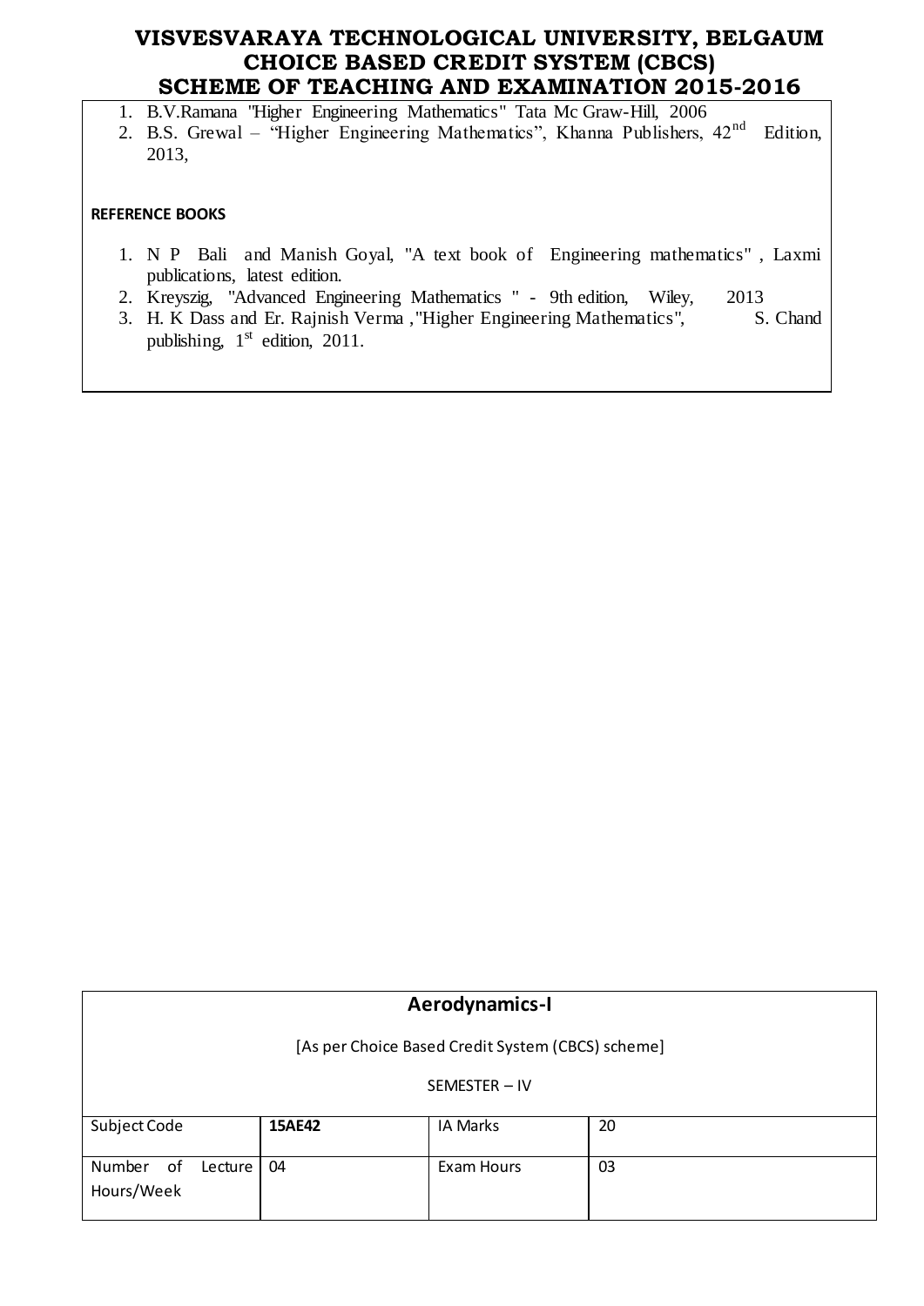1. B.V.Ramana "Higher Engineering Mathematics" Tata Mc Graw-Hill, 2006
2. B.S. Grewal – "Higher Engineering Mathematics", Khanna Publishers, 42nd Edition, 2013,

**REFERENCE BOOKS**

1. N P Bali and Manish Goyal, "A text book of Engineering mathematics" , Laxmi publications, latest edition.
2. Kreyszig, "Advanced Engineering Mathematics " - 9th edition, Wiley, 2013
3. H. K Dass and Er. Rajnish Verma ,"Higher Engineering Mathematics", S. Chand publishing, 1st edition, 2011.

## Aerodynamics-I

[As per Choice Based Credit System (CBCS) scheme]

SEMESTER – IV

| Subject Code | **15AE42** | IA Marks | 20 |
|---|---|---|---|
| Number of Lecture Hours/Week | 04 | Exam Hours | 03 |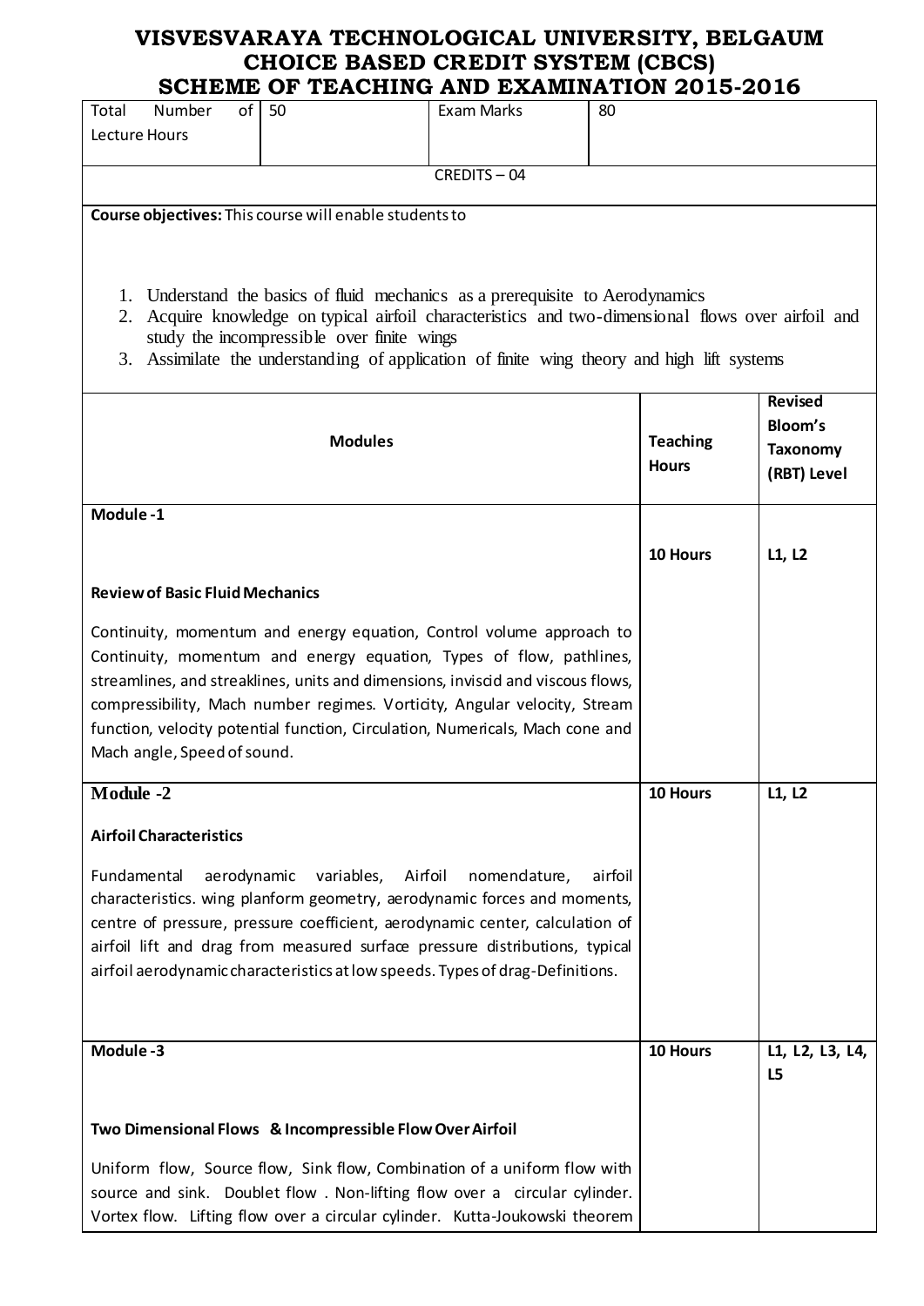# VISVESVARAYA TECHNOLOGICAL UNIVERSITY, BELGAUM
## CHOICE BASED CREDIT SYSTEM (CBCS)
## SCHEME OF TEACHING AND EXAMINATION 2015-2016

| Total Number of Lecture Hours | 50 | Exam Marks | 80 |
|---|---|---|---|
| CREDITS – 04 | | | |

**Course objectives:** This course will enable students to

1. Understand the basics of fluid mechanics as a prerequisite to Aerodynamics
2. Acquire knowledge on typical airfoil characteristics and two-dimensional flows over airfoil and study the incompressible over finite wings
3. Assimilate the understanding of application of finite wing theory and high lift systems

| Modules | Teaching Hours | Revised Bloom's Taxonomy (RBT) Level |
|---|---|---|
| **Module -1**<br><br>**Review of Basic Fluid Mechanics**<br><br>Continuity, momentum and energy equation, Control volume approach to Continuity, momentum and energy equation, Types of flow, pathlines, streamlines, and streaklines, units and dimensions, inviscid and viscous flows, compressibility, Mach number regimes. Vorticity, Angular velocity, Stream function, velocity potential function, Circulation, Numericals, Mach cone and Mach angle, Speed of sound. | **10 Hours** | **L1, L2** |
| **Module -2**<br><br>**Airfoil Characteristics**<br><br>Fundamental aerodynamic variables, Airfoil nomenclature, airfoil characteristics. wing planform geometry, aerodynamic forces and moments, centre of pressure, pressure coefficient, aerodynamic center, calculation of airfoil lift and drag from measured surface pressure distributions, typical airfoil aerodynamic characteristics at low speeds. Types of drag-Definitions. | **10 Hours** | **L1, L2** |
| **Module -3**<br><br>**Two Dimensional Flows & Incompressible Flow Over Airfoil**<br><br>Uniform flow, Source flow, Sink flow, Combination of a uniform flow with source and sink. Doublet flow . Non-lifting flow over a circular cylinder. Vortex flow. Lifting flow over a circular cylinder. Kutta-Joukowski theorem | **10 Hours** | **L1, L2, L3, L4, L5** |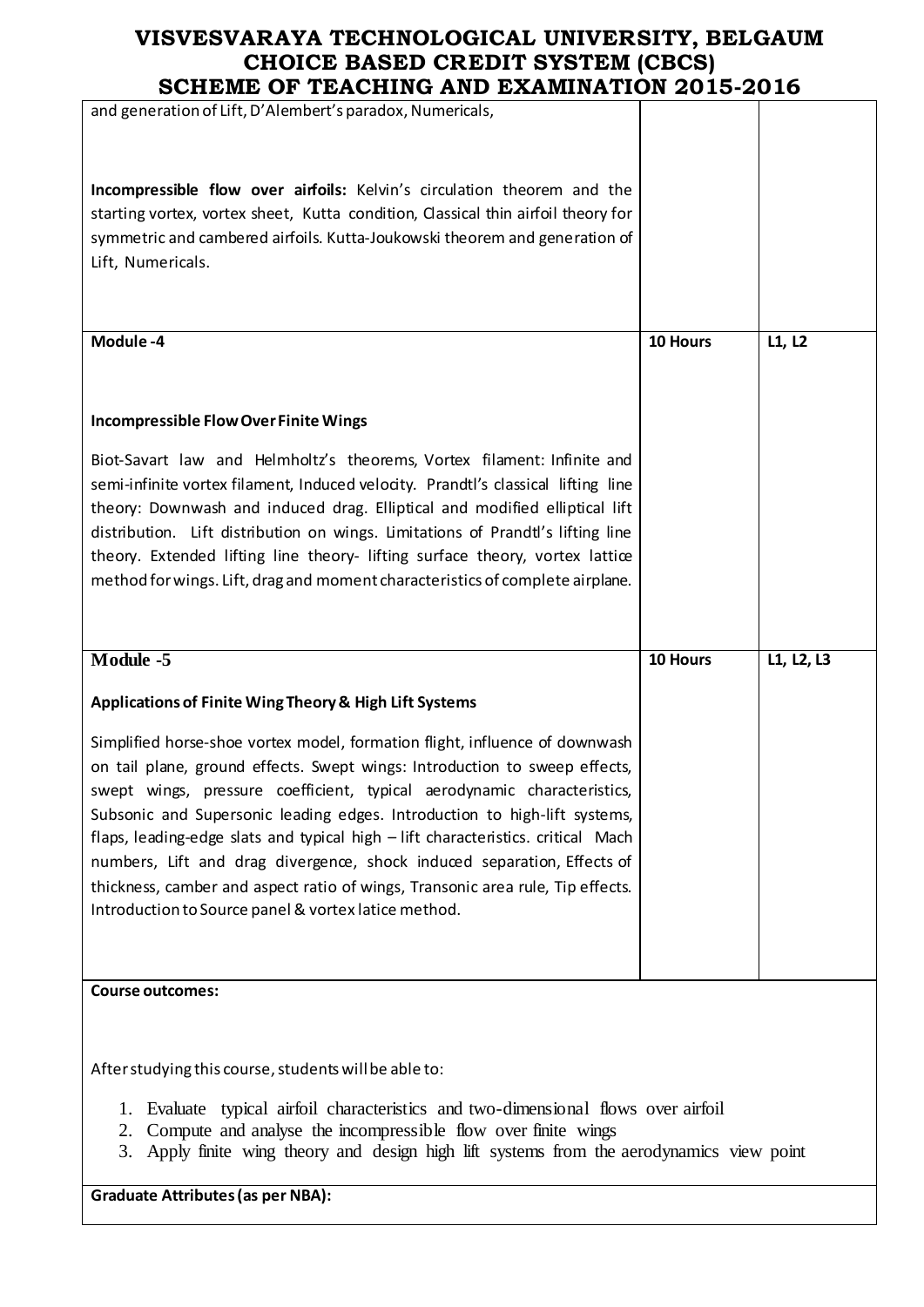| | | |
|---|---|---|
| and generation of Lift, D'Alembert's paradox, Numericals,<br><br>**Incompressible flow over airfoils:** Kelvin's circulation theorem and the starting vortex, vortex sheet, Kutta condition, Classical thin airfoil theory for symmetric and cambered airfoils. Kutta-Joukowski theorem and generation of Lift, Numericals. | | |
| **Module -4**<br><br>**Incompressible Flow Over Finite Wings**<br><br>Biot-Savart law and Helmholtz's theorems, Vortex filament: Infinite and semi-infinite vortex filament, Induced velocity. Prandtl's classical lifting line theory: Downwash and induced drag. Elliptical and modified elliptical lift distribution. Lift distribution on wings. Limitations of Prandtl's lifting line theory. Extended lifting line theory- lifting surface theory, vortex lattice method for wings. Lift, drag and moment characteristics of complete airplane. | **10 Hours** | **L1, L2** |
| **Module -5**<br><br>**Applications of Finite Wing Theory & High Lift Systems**<br><br>Simplified horse-shoe vortex model, formation flight, influence of downwash on tail plane, ground effects. Swept wings: Introduction to sweep effects, swept wings, pressure coefficient, typical aerodynamic characteristics, Subsonic and Supersonic leading edges. Introduction to high-lift systems, flaps, leading-edge slats and typical high – lift characteristics. critical Mach numbers, Lift and drag divergence, shock induced separation, Effects of thickness, camber and aspect ratio of wings, Transonic area rule, Tip effects. Introduction to Source panel & vortex latice method. | **10 Hours** | **L1, L2, L3** |

**Course outcomes:**

After studying this course, students will be able to:

1. Evaluate typical airfoil characteristics and two-dimensional flows over airfoil
2. Compute and analyse the incompressible flow over finite wings
3. Apply finite wing theory and design high lift systems from the aerodynamics view point

**Graduate Attributes (as per NBA):**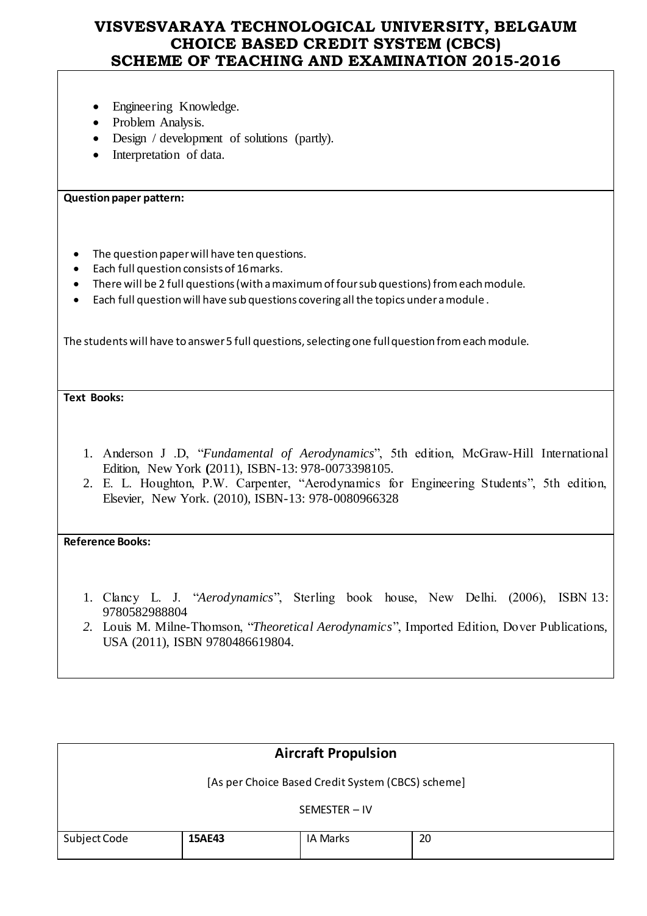- Engineering Knowledge.
- Problem Analysis.
- Design / development of solutions (partly).
- Interpretation of data.

**Question paper pattern:**

- The question paper will have ten questions.
- Each full question consists of 16 marks.
- There will be 2 full questions (with a maximum of four sub questions) from each module.
- Each full question will have sub questions covering all the topics under a module .

The students will have to answer 5 full questions, selecting one full question from each module.

**Text Books:**

1. Anderson J .D, "*Fundamental of Aerodynamics*", 5th edition, McGraw-Hill International Edition, New York **(**2011), ISBN-13: 978-0073398105.
2. E. L. Houghton, P.W. Carpenter, "Aerodynamics for Engineering Students", 5th edition, Elsevier, New York. (2010), ISBN-13: 978-0080966328

**Reference Books:**

1. Clancy L. J. "*Aerodynamics*", Sterling book house, New Delhi. (2006), ISBN 13: 9780582988804
2. Louis M. Milne-Thomson, "*Theoretical Aerodynamics*", Imported Edition, Dover Publications, USA (2011), ISBN 9780486619804.

## Aircraft Propulsion

[As per Choice Based Credit System (CBCS) scheme]

SEMESTER – IV

| Subject Code | **15AE43** | IA Marks | 20 |
|---|---|---|---|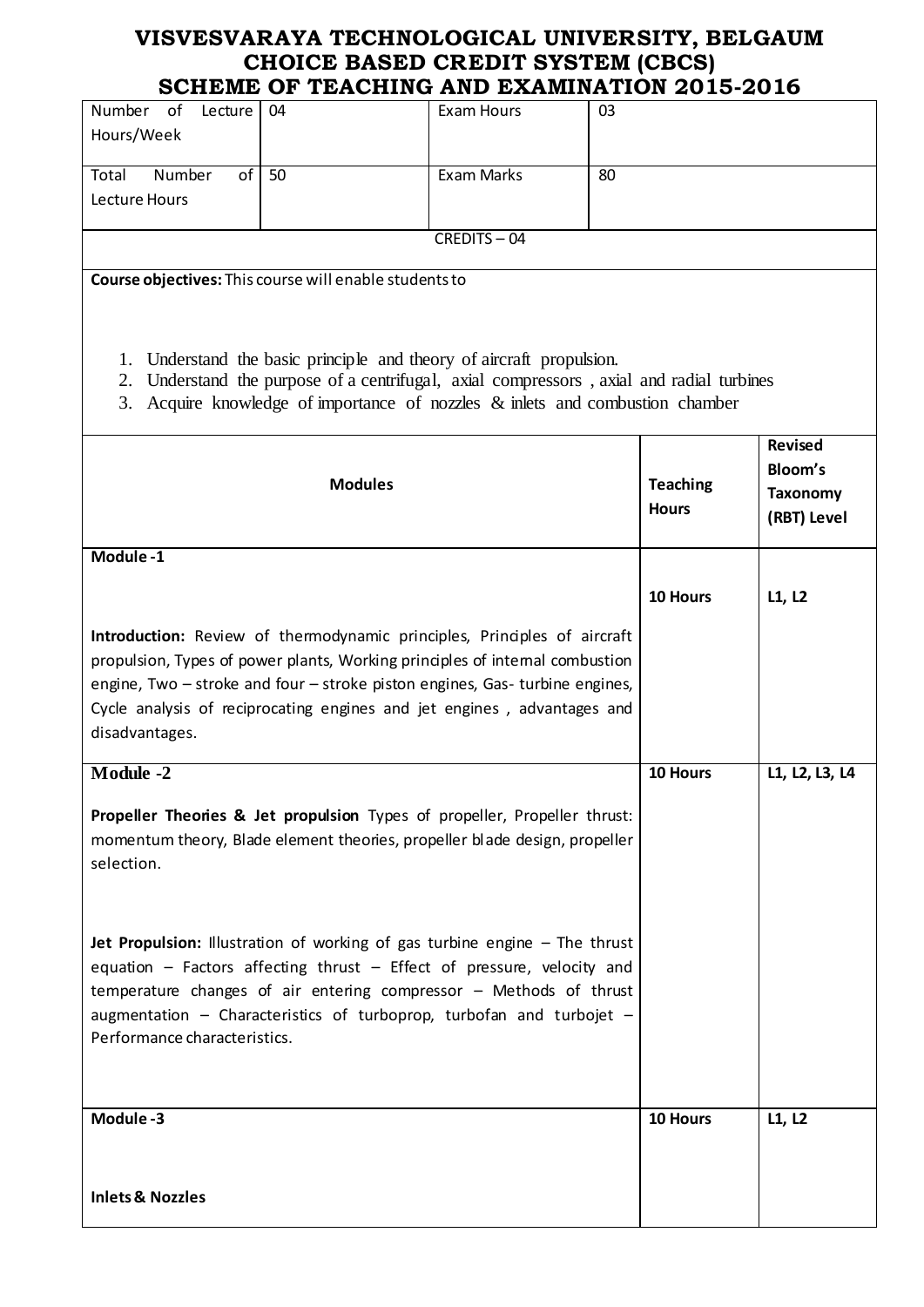# VISVESVARAYA TECHNOLOGICAL UNIVERSITY, BELGAUM
## CHOICE BASED CREDIT SYSTEM (CBCS)
## SCHEME OF TEACHING AND EXAMINATION 2015-2016

| Number of Lecture Hours/Week | 04 | Exam Hours | 03 |
|---|---|---|---|
| Total Number of Lecture Hours | 50 | Exam Marks | 80 |
| CREDITS – 04 | | | |

**Course objectives:** This course will enable students to

1. Understand the basic principle and theory of aircraft propulsion.
2. Understand the purpose of a centrifugal, axial compressors , axial and radial turbines
3. Acquire knowledge of importance of nozzles & inlets and combustion chamber

| Modules | Teaching Hours | Revised Bloom's Taxonomy (RBT) Level |
|---|---|---|
| **Module -1**<br><br>**Introduction:** Review of thermodynamic principles, Principles of aircraft propulsion, Types of power plants, Working principles of internal combustion engine, Two – stroke and four – stroke piston engines, Gas- turbine engines, Cycle analysis of reciprocating engines and jet engines , advantages and disadvantages. | **10 Hours** | L1, L2 |
| **Module -2**<br><br>**Propeller Theories & Jet propulsion** Types of propeller, Propeller thrust: momentum theory, Blade element theories, propeller blade design, propeller selection.<br><br>**Jet Propulsion:** Illustration of working of gas turbine engine – The thrust equation – Factors affecting thrust – Effect of pressure, velocity and temperature changes of air entering compressor – Methods of thrust augmentation – Characteristics of turboprop, turbofan and turbojet – Performance characteristics. | **10 Hours** | L1, L2, L3, L4 |
| **Module -3**<br><br>**Inlets & Nozzles** | **10 Hours** | L1, L2 |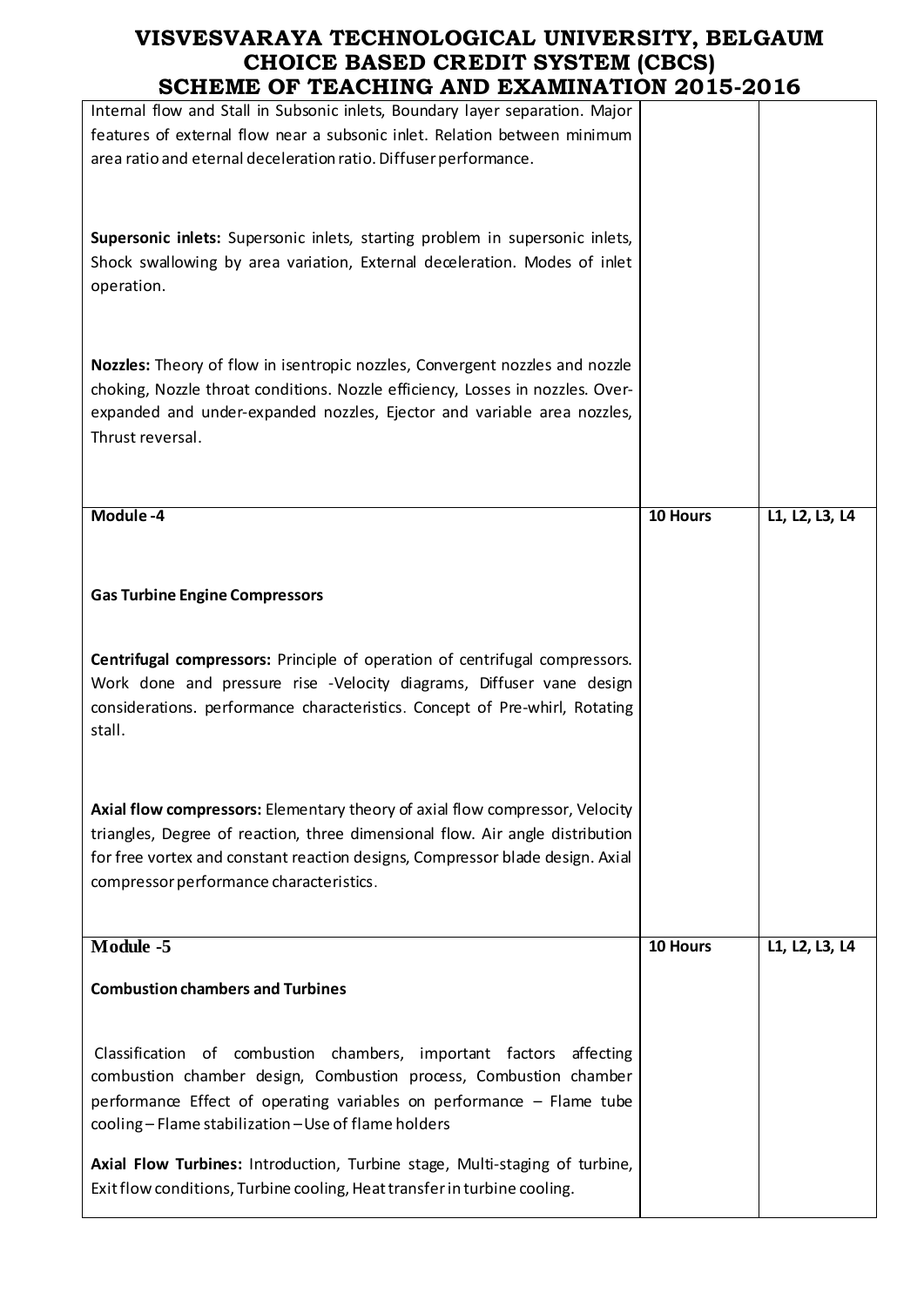| | | |
|---|---|---|
| Internal flow and Stall in Subsonic inlets, Boundary layer separation. Major features of external flow near a subsonic inlet. Relation between minimum area ratio and eternal deceleration ratio. Diffuser performance.<br><br>**Supersonic inlets:** Supersonic inlets, starting problem in supersonic inlets, Shock swallowing by area variation, External deceleration. Modes of inlet operation.<br><br>**Nozzles:** Theory of flow in isentropic nozzles, Convergent nozzles and nozzle choking, Nozzle throat conditions. Nozzle efficiency, Losses in nozzles. Over-expanded and under-expanded nozzles, Ejector and variable area nozzles, Thrust reversal. | | |
| **Module -4**<br><br>**Gas Turbine Engine Compressors**<br><br>**Centrifugal compressors:** Principle of operation of centrifugal compressors. Work done and pressure rise -Velocity diagrams, Diffuser vane design considerations. performance characteristics. Concept of Pre-whirl, Rotating stall.<br><br>**Axial flow compressors:** Elementary theory of axial flow compressor, Velocity triangles, Degree of reaction, three dimensional flow. Air angle distribution for free vortex and constant reaction designs, Compressor blade design. Axial compressor performance characteristics. | **10 Hours** | L1, L2, L3, L4 |
| **Module -5**<br><br>**Combustion chambers and Turbines**<br><br>Classification of combustion chambers, important factors affecting combustion chamber design, Combustion process, Combustion chamber performance Effect of operating variables on performance – Flame tube cooling – Flame stabilization – Use of flame holders<br><br>**Axial Flow Turbines:** Introduction, Turbine stage, Multi-staging of turbine, Exit flow conditions, Turbine cooling, Heat transfer in turbine cooling. | **10 Hours** | L1, L2, L3, L4 |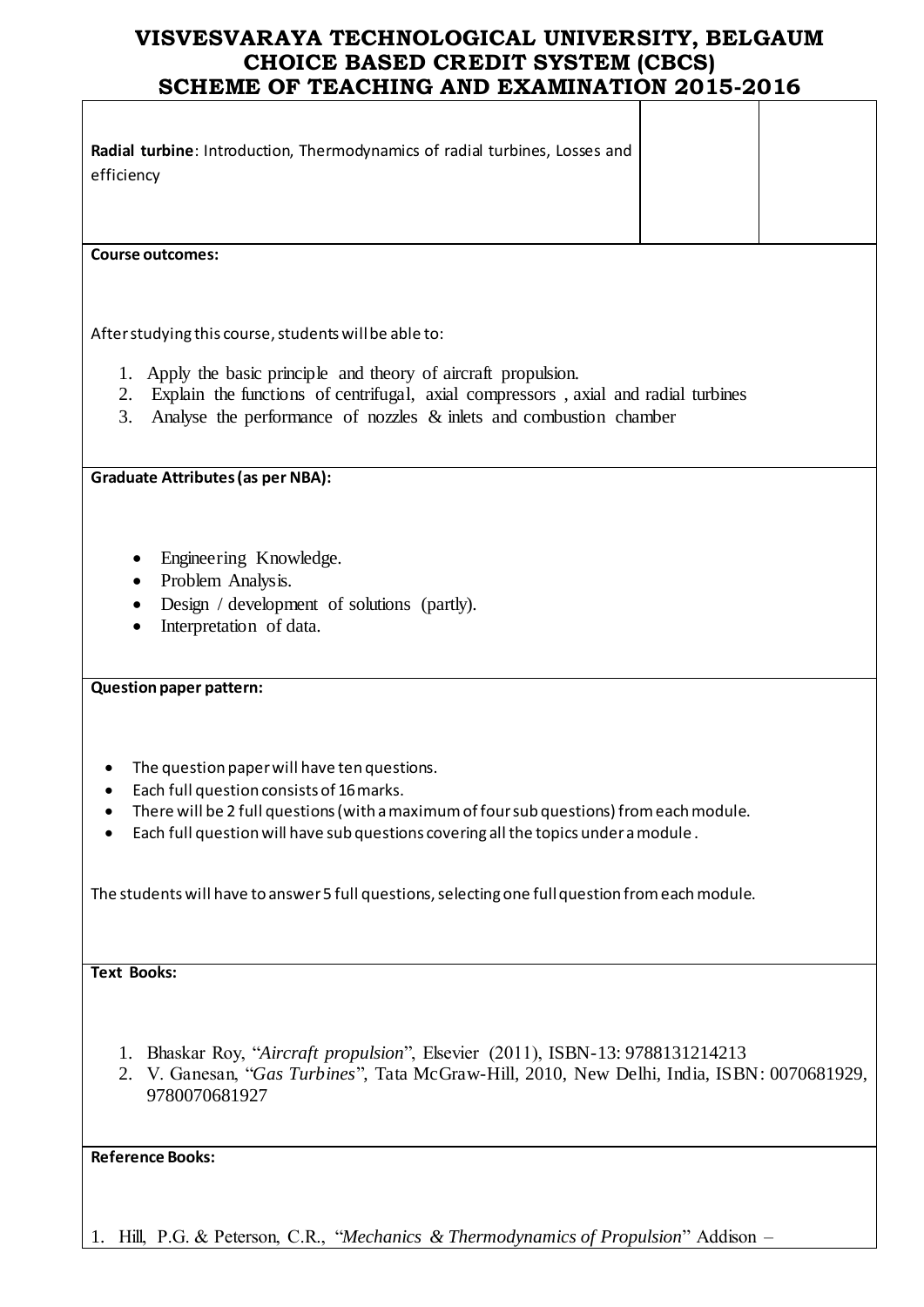| | | |
|---|---|---|
| **Radial turbine**: Introduction, Thermodynamics of radial turbines, Losses and efficiency | | |

**Course outcomes:**

After studying this course, students will be able to:

1. Apply the basic principle and theory of aircraft propulsion.
2. Explain the functions of centrifugal, axial compressors , axial and radial turbines
3. Analyse the performance of nozzles & inlets and combustion chamber

**Graduate Attributes (as per NBA):**

- Engineering Knowledge.
- Problem Analysis.
- Design / development of solutions (partly).
- Interpretation of data.

**Question paper pattern:**

- The question paper will have ten questions.
- Each full question consists of 16 marks.
- There will be 2 full questions (with a maximum of four sub questions) from each module.
- Each full question will have sub questions covering all the topics under a module .

The students will have to answer 5 full questions, selecting one full question from each module.

**Text Books:**

1. Bhaskar Roy, "*Aircraft propulsion*", Elsevier (2011), ISBN-13: 9788131214213
2. V. Ganesan, "*Gas Turbines*", Tata McGraw-Hill, 2010, New Delhi, India, ISBN: 0070681929, 9780070681927

**Reference Books:**

1. Hill, P.G. & Peterson, C.R., "*Mechanics & Thermodynamics of Propulsion*" Addison –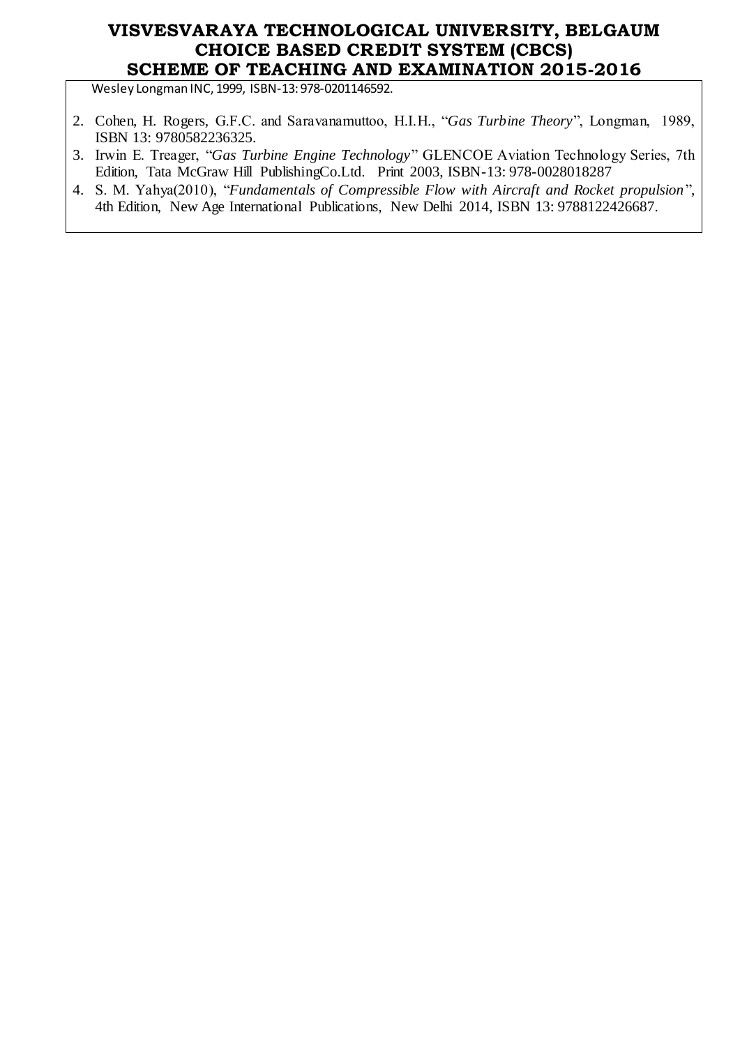Wesley Longman INC, 1999, ISBN-13: 978-0201146592.

2. Cohen, H. Rogers, G.F.C. and Saravanamuttoo, H.I.H., "*Gas Turbine Theory*", Longman, 1989, ISBN 13: 9780582236325.
3. Irwin E. Treager, "*Gas Turbine Engine Technology*" GLENCOE Aviation Technology Series, 7th Edition, Tata McGraw Hill PublishingCo.Ltd. Print 2003, ISBN-13: 978-0028018287
4. S. M. Yahya(2010), "*Fundamentals of Compressible Flow with Aircraft and Rocket propulsion*", 4th Edition, New Age International Publications, New Delhi 2014, ISBN 13: 9788122426687.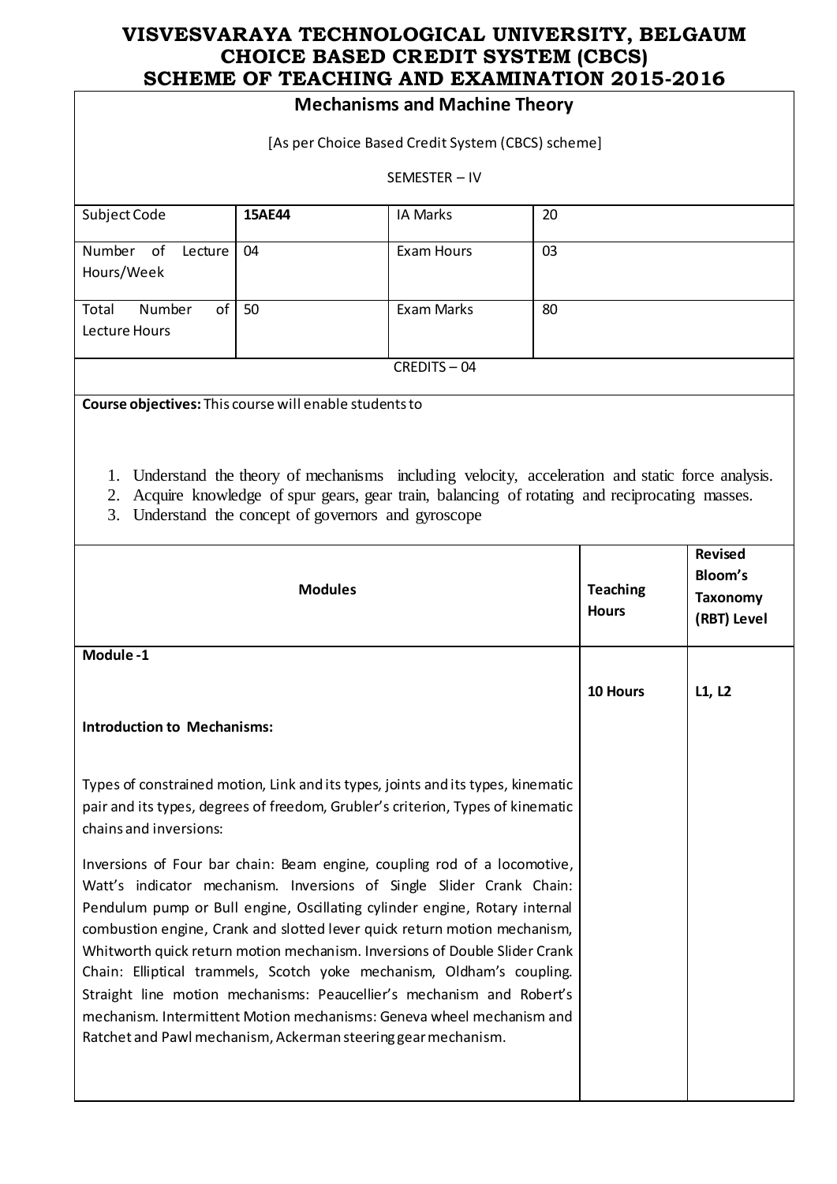# VISVESVARAYA TECHNOLOGICAL UNIVERSITY, BELGAUM
## CHOICE BASED CREDIT SYSTEM (CBCS)
## SCHEME OF TEACHING AND EXAMINATION 2015-2016

### Mechanisms and Machine Theory

[As per Choice Based Credit System (CBCS) scheme]

SEMESTER – IV

| Subject Code | 15AE44 | IA Marks | 20 |
|---|---|---|---|
| Number of Lecture Hours/Week | 04 | Exam Hours | 03 |
| Total Number of Lecture Hours | 50 | Exam Marks | 80 |
| CREDITS – 04 | | | |

**Course objectives:** This course will enable students to

1. Understand the theory of mechanisms including velocity, acceleration and static force analysis.
2. Acquire knowledge of spur gears, gear train, balancing of rotating and reciprocating masses.
3. Understand the concept of governors and gyroscope

| Modules | Teaching Hours | Revised Bloom's Taxonomy (RBT) Level |
|---|---|---|
| **Module -1**<br><br>**Introduction to Mechanisms:**<br><br>Types of constrained motion, Link and its types, joints and its types, kinematic pair and its types, degrees of freedom, Grubler's criterion, Types of kinematic chains and inversions:<br><br>Inversions of Four bar chain: Beam engine, coupling rod of a locomotive, Watt's indicator mechanism. Inversions of Single Slider Crank Chain: Pendulum pump or Bull engine, Oscillating cylinder engine, Rotary internal combustion engine, Crank and slotted lever quick return motion mechanism, Whitworth quick return motion mechanism. Inversions of Double Slider Crank Chain: Elliptical trammels, Scotch yoke mechanism, Oldham's coupling. Straight line motion mechanisms: Peaucellier's mechanism and Robert's mechanism. Intermittent Motion mechanisms: Geneva wheel mechanism and Ratchet and Pawl mechanism, Ackerman steering gear mechanism. | **10 Hours** | **L1, L2** |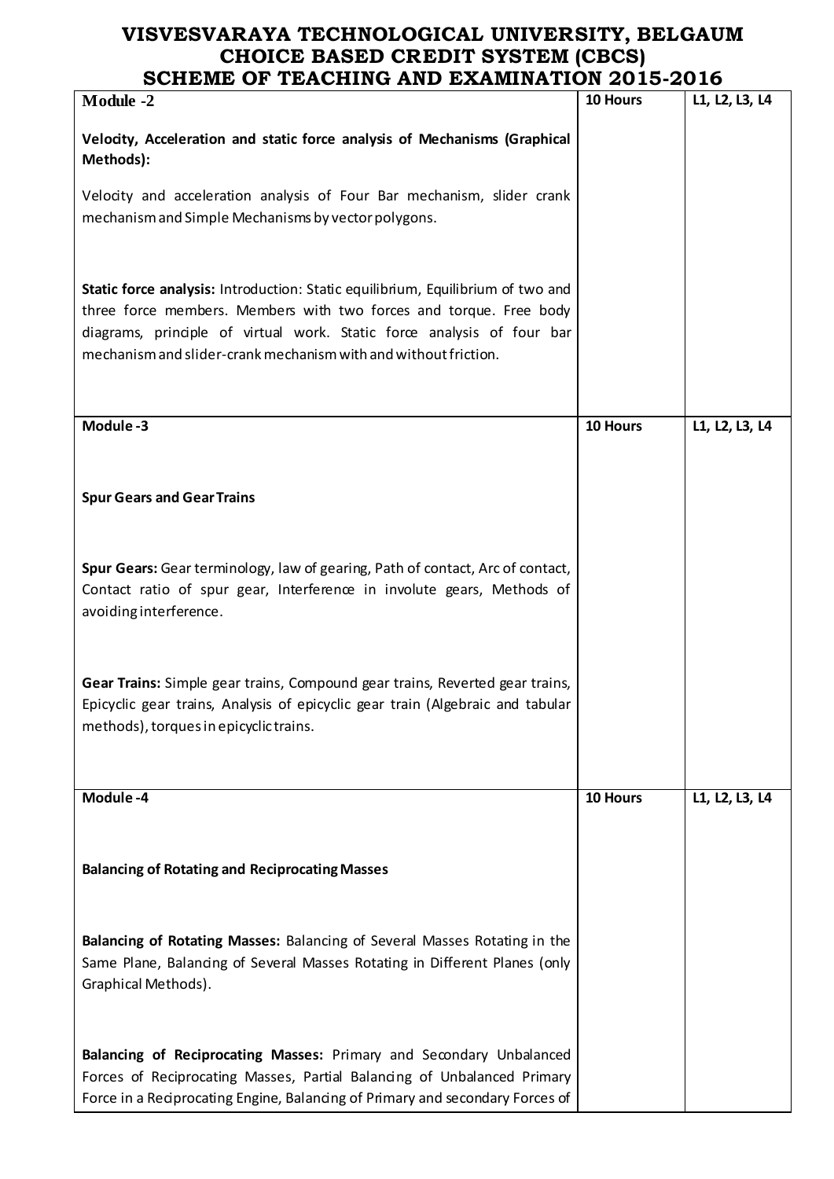# VISVESVARAYA TECHNOLOGICAL UNIVERSITY, BELGAUM
## CHOICE BASED CREDIT SYSTEM (CBCS)
## SCHEME OF TEACHING AND EXAMINATION 2015-2016

| | | |
|---|---|---|
| **Module -2**<br><br>**Velocity, Acceleration and static force analysis of Mechanisms (Graphical Methods):**<br><br>Velocity and acceleration analysis of Four Bar mechanism, slider crank mechanism and Simple Mechanisms by vector polygons.<br><br>**Static force analysis:** Introduction: Static equilibrium, Equilibrium of two and three force members. Members with two forces and torque. Free body diagrams, principle of virtual work. Static force analysis of four bar mechanism and slider-crank mechanism with and without friction. | **10 Hours** | L1, L2, L3, L4 |
| **Module -3**<br><br>**Spur Gears and Gear Trains**<br><br>**Spur Gears:** Gear terminology, law of gearing, Path of contact, Arc of contact, Contact ratio of spur gear, Interference in involute gears, Methods of avoiding interference.<br><br>**Gear Trains:** Simple gear trains, Compound gear trains, Reverted gear trains, Epicyclic gear trains, Analysis of epicyclic gear train (Algebraic and tabular methods), torques in epicyclic trains. | **10 Hours** | L1, L2, L3, L4 |
| **Module -4**<br><br>**Balancing of Rotating and Reciprocating Masses**<br><br>**Balancing of Rotating Masses:** Balancing of Several Masses Rotating in the Same Plane, Balancing of Several Masses Rotating in Different Planes (only Graphical Methods).<br><br>**Balancing of Reciprocating Masses:** Primary and Secondary Unbalanced Forces of Reciprocating Masses, Partial Balancing of Unbalanced Primary Force in a Reciprocating Engine, Balancing of Primary and secondary Forces of | **10 Hours** | L1, L2, L3, L4 |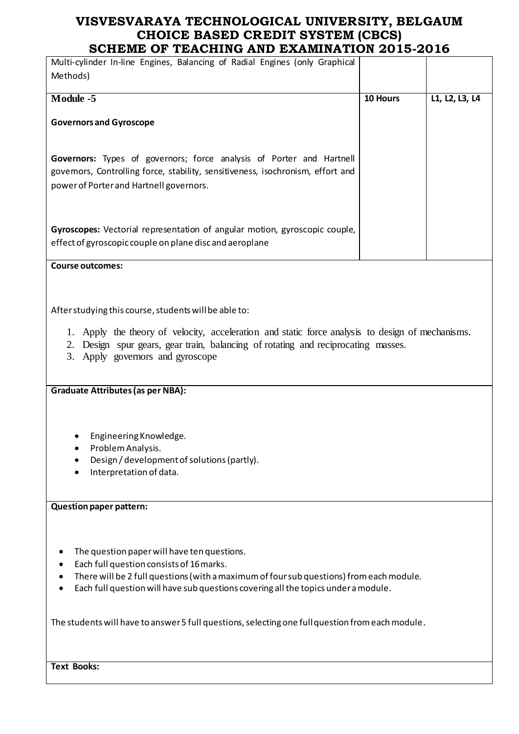# VISVESVARAYA TECHNOLOGICAL UNIVERSITY, BELGAUM
# CHOICE BASED CREDIT SYSTEM (CBCS)
# SCHEME OF TEACHING AND EXAMINATION 2015-2016

| | | |
|---|---|---|
| Multi-cylinder In-line Engines, Balancing of Radial Engines (only Graphical Methods) | | |
| **Module -5**<br><br>**Governors and Gyroscope**<br><br>**Governors:** Types of governors; force analysis of Porter and Hartnell governors, Controlling force, stability, sensitiveness, isochronism, effort and power of Porter and Hartnell governors.<br><br>**Gyroscopes:** Vectorial representation of angular motion, gyroscopic couple, effect of gyroscopic couple on plane disc and aeroplane | **10 Hours** | L1, L2, L3, L4 |

**Course outcomes:**

After studying this course, students will be able to:

1. Apply the theory of velocity, acceleration and static force analysis to design of mechanisms.
2. Design spur gears, gear train, balancing of rotating and reciprocating masses.
3. Apply governors and gyroscope

**Graduate Attributes (as per NBA):**

- Engineering Knowledge.
- Problem Analysis.
- Design / development of solutions (partly).
- Interpretation of data.

**Question paper pattern:**

- The question paper will have ten questions.
- Each full question consists of 16 marks.
- There will be 2 full questions (with a maximum of four sub questions) from each module.
- Each full question will have sub questions covering all the topics under a module.

The students will have to answer 5 full questions, selecting one full question from each module.

**Text Books:**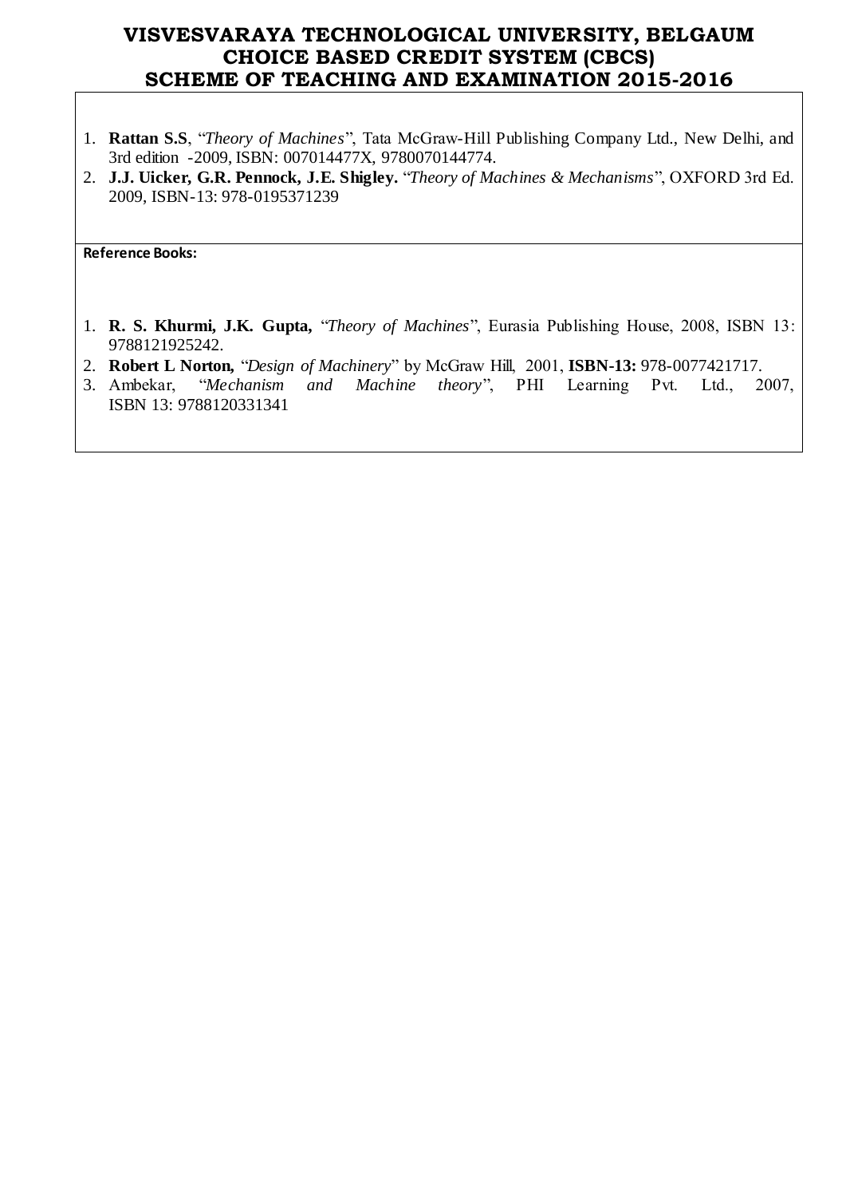1. **Rattan S.S**, "*Theory of Machines*", Tata McGraw-Hill Publishing Company Ltd., New Delhi, and 3rd edition -2009, ISBN: 007014477X, 9780070144774.
2. **J.J. Uicker, G.R. Pennock, J.E. Shigley.** "*Theory of Machines & Mechanisms*", OXFORD 3rd Ed. 2009, ISBN-13: 978-0195371239

**Reference Books:**

1. **R. S. Khurmi, J.K. Gupta,** "*Theory of Machines*", Eurasia Publishing House, 2008, ISBN 13: 9788121925242.
2. **Robert L Norton,** "*Design of Machinery*" by McGraw Hill, 2001, **ISBN-13:** 978-0077421717.
3. Ambekar, "*Mechanism and Machine theory*", PHI Learning Pvt. Ltd., 2007, ISBN 13: 9788120331341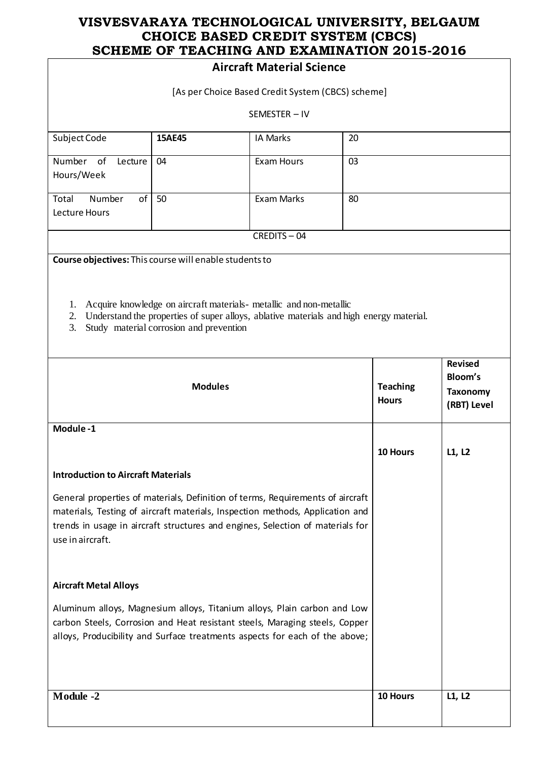# VISVESVARAYA TECHNOLOGICAL UNIVERSITY, BELGAUM
## CHOICE BASED CREDIT SYSTEM (CBCS)
## SCHEME OF TEACHING AND EXAMINATION 2015-2016

### Aircraft Material Science

[As per Choice Based Credit System (CBCS) scheme]

SEMESTER – IV

| Subject Code | **15AE45** | IA Marks | 20 |
|---|---|---|---|
| Number of Lecture Hours/Week | 04 | Exam Hours | 03 |
| Total Number of Lecture Hours | 50 | Exam Marks | 80 |
| CREDITS – 04 | | | |

**Course objectives:** This course will enable students to

1. Acquire knowledge on aircraft materials- metallic and non-metallic
2. Understand the properties of super alloys, ablative materials and high energy material.
3. Study material corrosion and prevention

| **Modules** | **Teaching Hours** | **Revised Bloom's Taxonomy (RBT) Level** |
|---|---|---|
| **Module -1**<br><br>**Introduction to Aircraft Materials**<br><br>General properties of materials, Definition of terms, Requirements of aircraft materials, Testing of aircraft materials, Inspection methods, Application and trends in usage in aircraft structures and engines, Selection of materials for use in aircraft.<br><br>**Aircraft Metal Alloys**<br><br>Aluminum alloys, Magnesium alloys, Titanium alloys, Plain carbon and Low carbon Steels, Corrosion and Heat resistant steels, Maraging steels, Copper alloys, Producibility and Surface treatments aspects for each of the above; | **10 Hours** | **L1, L2** |
| **Module -2** | **10 Hours** | **L1, L2** |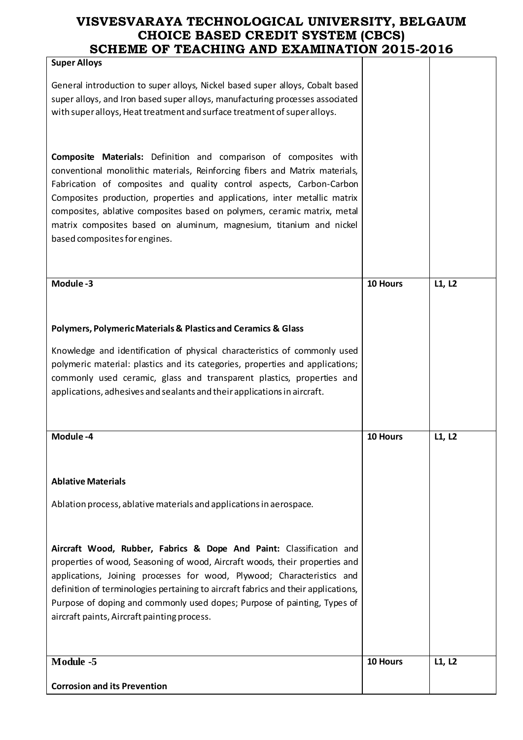| | | |
|---|---|---|
| **Super Alloys**<br><br>General introduction to super alloys, Nickel based super alloys, Cobalt based super alloys, and Iron based super alloys, manufacturing processes associated with super alloys, Heat treatment and surface treatment of super alloys.<br><br>**Composite Materials:** Definition and comparison of composites with conventional monolithic materials, Reinforcing fibers and Matrix materials, Fabrication of composites and quality control aspects, Carbon-Carbon Composites production, properties and applications, inter metallic matrix composites, ablative composites based on polymers, ceramic matrix, metal matrix composites based on aluminum, magnesium, titanium and nickel based composites for engines. | | |
| **Module -3**<br><br>**Polymers, Polymeric Materials & Plastics and Ceramics & Glass**<br><br>Knowledge and identification of physical characteristics of commonly used polymeric material: plastics and its categories, properties and applications; commonly used ceramic, glass and transparent plastics, properties and applications, adhesives and sealants and their applications in aircraft. | **10 Hours** | L1, L2 |
| **Module -4**<br><br>**Ablative Materials**<br><br>Ablation process, ablative materials and applications in aerospace.<br><br>**Aircraft Wood, Rubber, Fabrics & Dope And Paint:** Classification and properties of wood, Seasoning of wood, Aircraft woods, their properties and applications, Joining processes for wood, Plywood; Characteristics and definition of terminologies pertaining to aircraft fabrics and their applications, Purpose of doping and commonly used dopes; Purpose of painting, Types of aircraft paints, Aircraft painting process. | **10 Hours** | L1, L2 |
| **Module -5**<br><br>**Corrosion and its Prevention** | **10 Hours** | L1, L2 |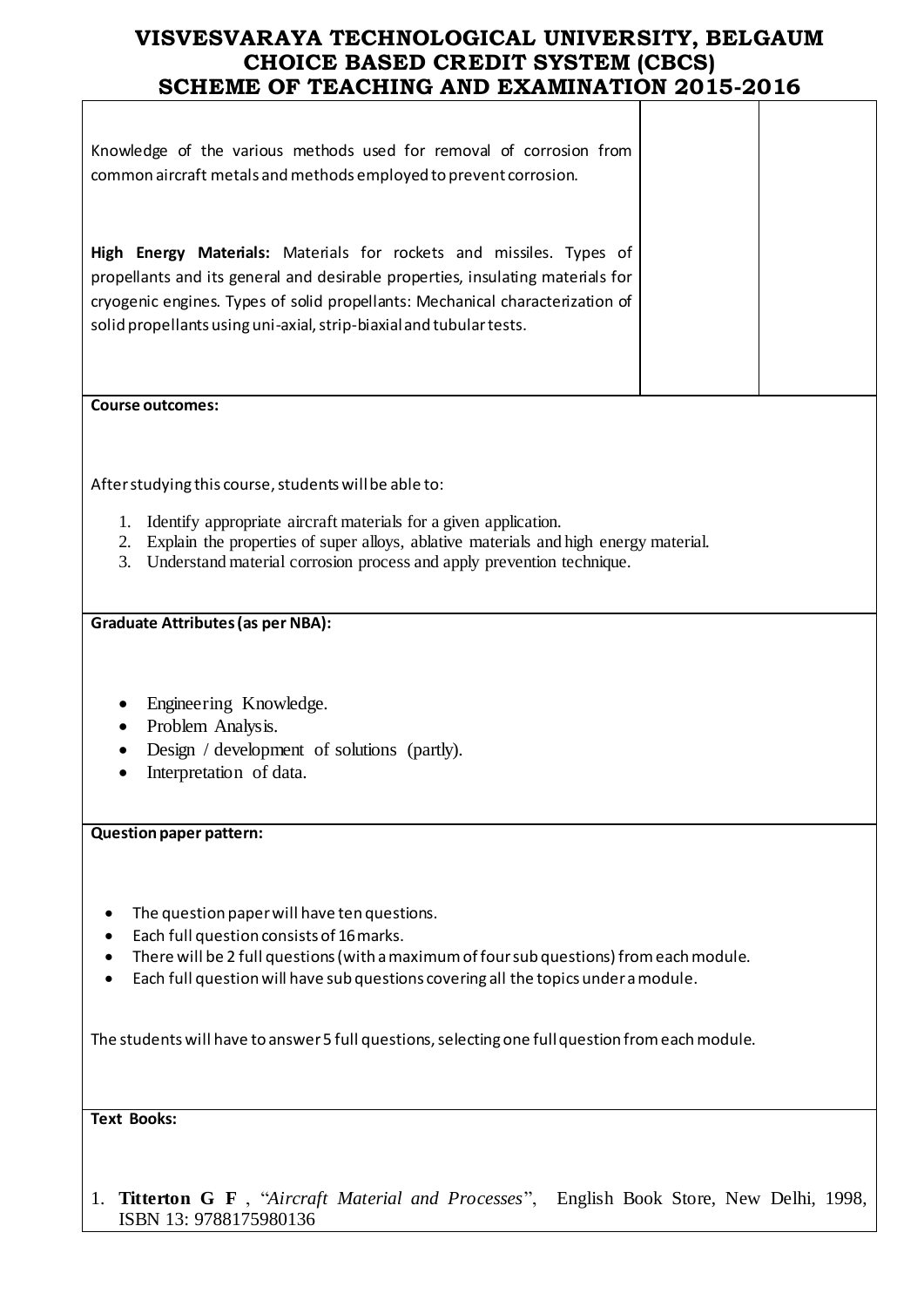Knowledge of the various methods used for removal of corrosion from common aircraft metals and methods employed to prevent corrosion.

**High Energy Materials:** Materials for rockets and missiles. Types of propellants and its general and desirable properties, insulating materials for cryogenic engines. Types of solid propellants: Mechanical characterization of solid propellants using uni-axial, strip-biaxial and tubular tests.

**Course outcomes:**

After studying this course, students will be able to:

1. Identify appropriate aircraft materials for a given application.
2. Explain the properties of super alloys, ablative materials and high energy material.
3. Understand material corrosion process and apply prevention technique.

**Graduate Attributes (as per NBA):**

- Engineering Knowledge.
- Problem Analysis.
- Design / development of solutions (partly).
- Interpretation of data.

**Question paper pattern:**

- The question paper will have ten questions.
- Each full question consists of 16 marks.
- There will be 2 full questions (with a maximum of four sub questions) from each module.
- Each full question will have sub questions covering all the topics under a module.

The students will have to answer 5 full questions, selecting one full question from each module.

**Text Books:**

1. **Titterton G F**, "*Aircraft Material and Processes*", English Book Store, New Delhi, 1998, ISBN 13: 9788175980136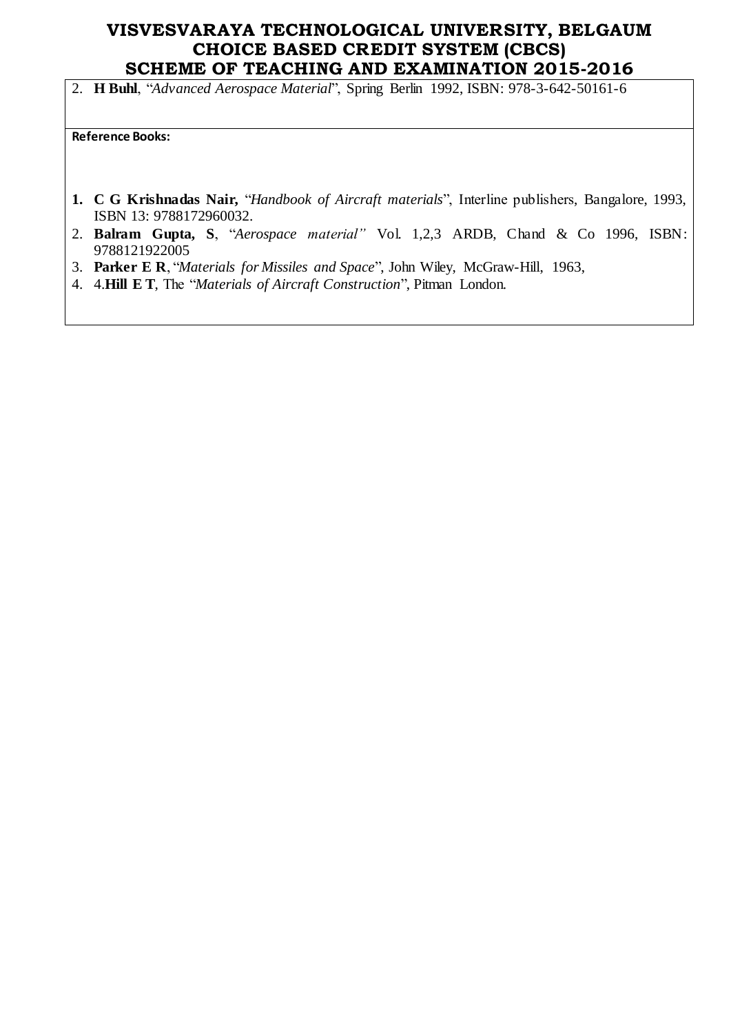2. **H Buhl**, "*Advanced Aerospace Material*", Spring Berlin 1992, ISBN: 978-3-642-50161-6

**Reference Books:**

1. **C G Krishnadas Nair,** "*Handbook of Aircraft materials*", Interline publishers, Bangalore, 1993, ISBN 13: 9788172960032.
2. **Balram Gupta, S**, "*Aerospace material"* Vol. 1,2,3 ARDB, Chand & Co 1996, ISBN: 9788121922005
3. **Parker E R**, "*Materials for Missiles and Space*", John Wiley, McGraw-Hill, 1963,
4. 4.**Hill E T**, The "*Materials of Aircraft Construction*", Pitman London.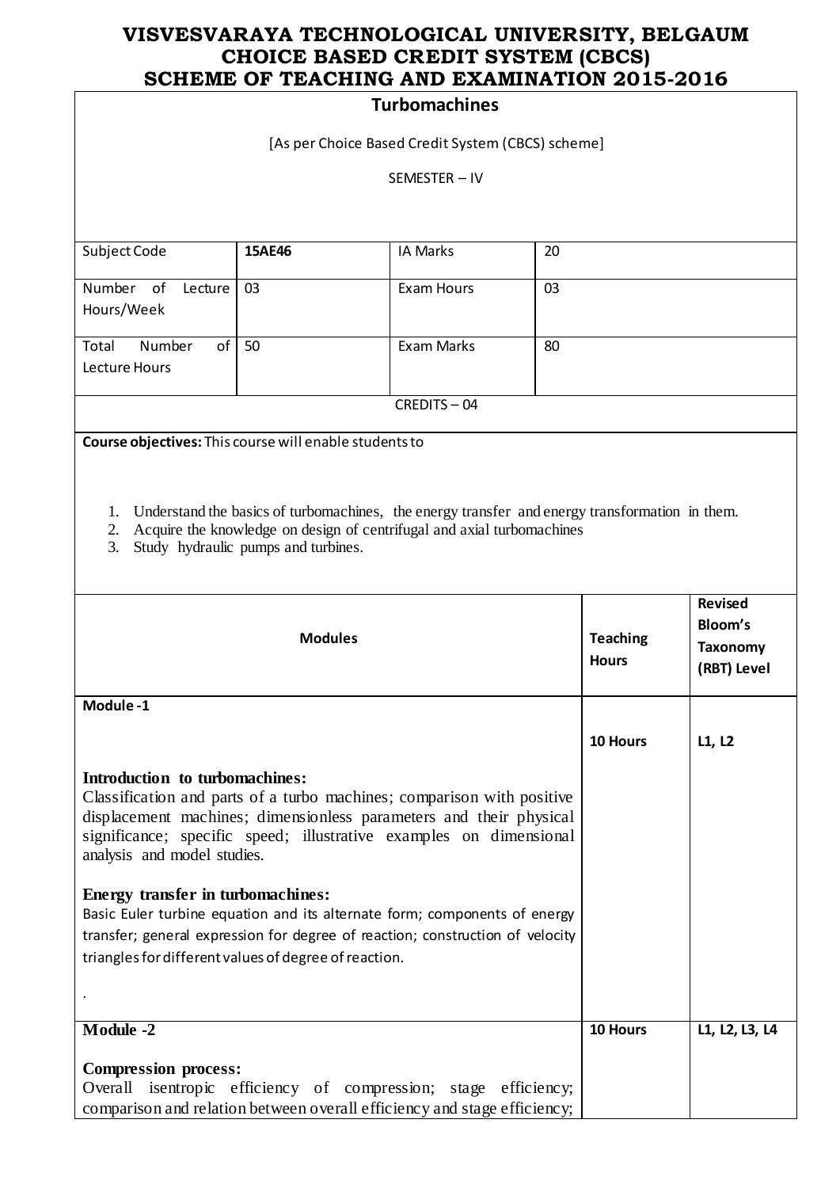# VISVESVARAYA TECHNOLOGICAL UNIVERSITY, BELGAUM
## CHOICE BASED CREDIT SYSTEM (CBCS)
## SCHEME OF TEACHING AND EXAMINATION 2015-2016

### Turbomachines

[As per Choice Based Credit System (CBCS) scheme]

SEMESTER – IV

| Subject Code | **15AE46** | IA Marks | 20 |
|---|---|---|---|
| Number of Lecture Hours/Week | 03 | Exam Hours | 03 |
| Total Number of Lecture Hours | 50 | Exam Marks | 80 |
| CREDITS – 04 | | | |

**Course objectives:** This course will enable students to

1. Understand the basics of turbomachines, the energy transfer and energy transformation in them.
2. Acquire the knowledge on design of centrifugal and axial turbomachines
3. Study hydraulic pumps and turbines.

| **Modules** | **Teaching Hours** | **Revised Bloom's Taxonomy (RBT) Level** |
|---|---|---|
| **Module -1**<br><br>**Introduction to turbomachines:**<br>Classification and parts of a turbo machines; comparison with positive displacement machines; dimensionless parameters and their physical significance; specific speed; illustrative examples on dimensional analysis and model studies.<br><br>**Energy transfer in turbomachines:**<br>Basic Euler turbine equation and its alternate form; components of energy transfer; general expression for degree of reaction; construction of velocity triangles for different values of degree of reaction.<br><br>. | **10 Hours** | **L1, L2** |
| **Module -2**<br><br>**Compression process:**<br>Overall isentropic efficiency of compression; stage efficiency; comparison and relation between overall efficiency and stage efficiency; | **10 Hours** | **L1, L2, L3, L4** |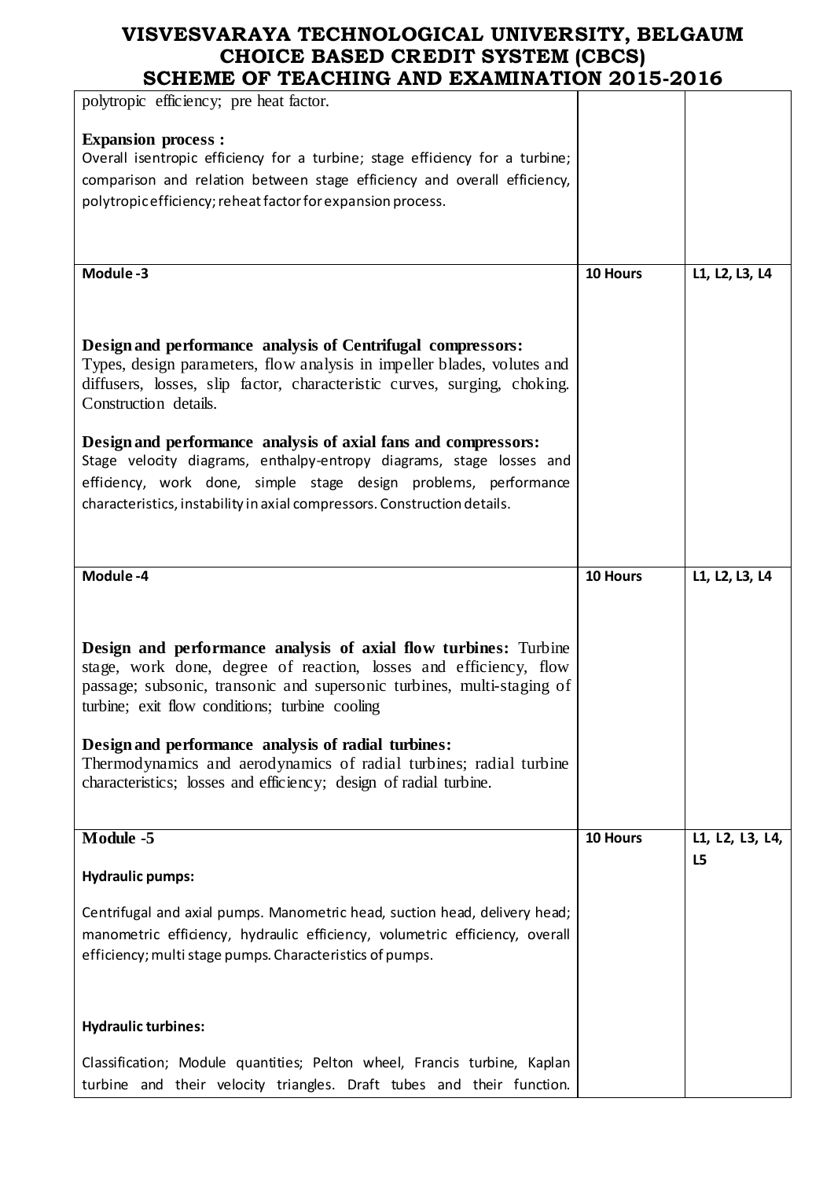| | | |
|---|---|---|
| polytropic efficiency; pre heat factor.<br><br>**Expansion process :**<br>Overall isentropic efficiency for a turbine; stage efficiency for a turbine; comparison and relation between stage efficiency and overall efficiency, polytropic efficiency; reheat factor for expansion process. | | |
| **Module -3**<br><br>**Design and performance analysis of Centrifugal compressors:**<br>Types, design parameters, flow analysis in impeller blades, volutes and diffusers, losses, slip factor, characteristic curves, surging, choking. Construction details.<br><br>**Design and performance analysis of axial fans and compressors:**<br>Stage velocity diagrams, enthalpy-entropy diagrams, stage losses and efficiency, work done, simple stage design problems, performance characteristics, instability in axial compressors. Construction details. | **10 Hours** | L1, L2, L3, L4 |
| **Module -4**<br><br>**Design and performance analysis of axial flow turbines:** Turbine stage, work done, degree of reaction, losses and efficiency, flow passage; subsonic, transonic and supersonic turbines, multi-staging of turbine; exit flow conditions; turbine cooling<br><br>**Design and performance analysis of radial turbines:**<br>Thermodynamics and aerodynamics of radial turbines; radial turbine characteristics; losses and efficiency; design of radial turbine. | **10 Hours** | L1, L2, L3, L4 |
| **Module -5**<br><br>**Hydraulic pumps:**<br><br>Centrifugal and axial pumps. Manometric head, suction head, delivery head; manometric efficiency, hydraulic efficiency, volumetric efficiency, overall efficiency; multi stage pumps. Characteristics of pumps.<br><br>**Hydraulic turbines:**<br><br>Classification; Module quantities; Pelton wheel, Francis turbine, Kaplan turbine and their velocity triangles. Draft tubes and their function. | **10 Hours** | L1, L2, L3, L4, L5 |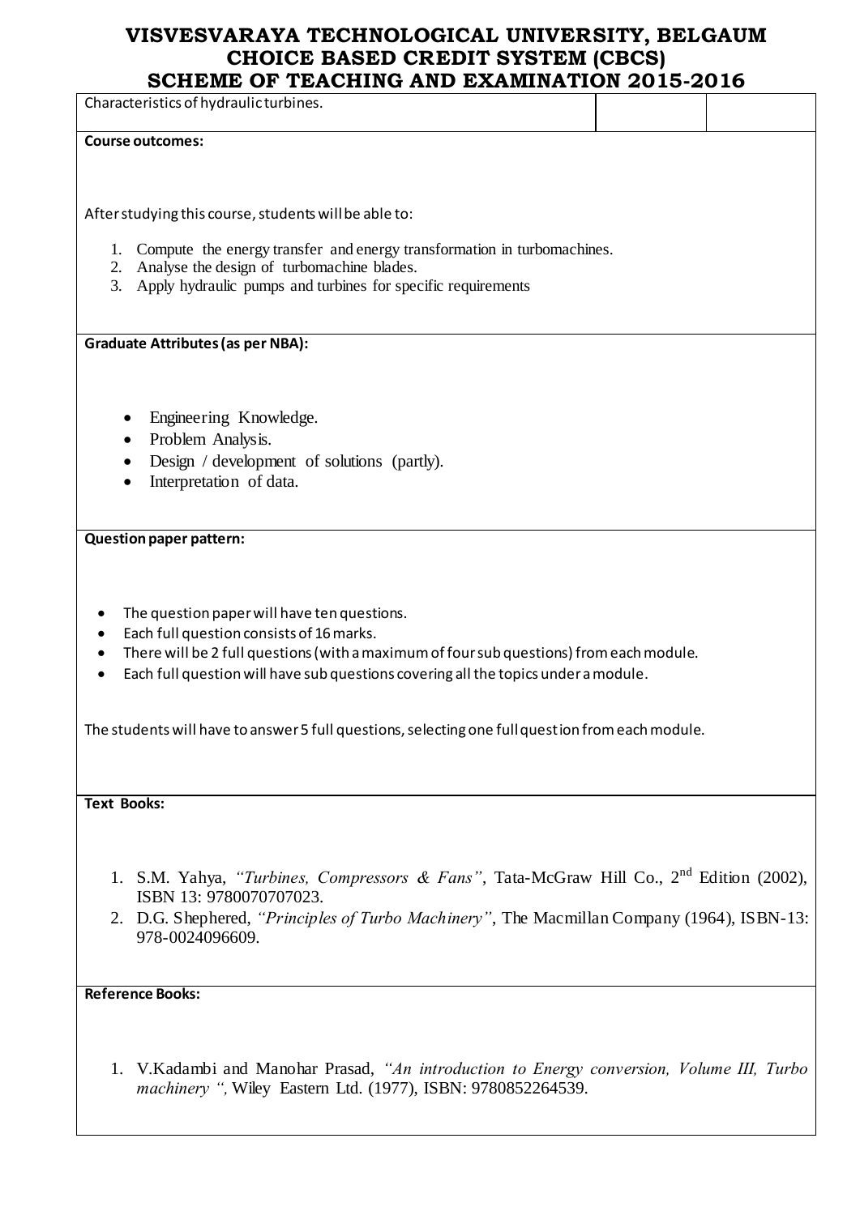Characteristics of hydraulic turbines.

**Course outcomes:**

After studying this course, students will be able to:

1. Compute the energy transfer and energy transformation in turbomachines.
2. Analyse the design of turbomachine blades.
3. Apply hydraulic pumps and turbines for specific requirements

**Graduate Attributes (as per NBA):**

- Engineering Knowledge.
- Problem Analysis.
- Design / development of solutions (partly).
- Interpretation of data.

**Question paper pattern:**

- The question paper will have ten questions.
- Each full question consists of 16 marks.
- There will be 2 full questions (with a maximum of four sub questions) from each module.
- Each full question will have sub questions covering all the topics under a module.

The students will have to answer 5 full questions, selecting one full question from each module.

**Text Books:**

1. S.M. Yahya, *"Turbines, Compressors & Fans"*, Tata-McGraw Hill Co., 2nd Edition (2002), ISBN 13: 9780070707023.
2. D.G. Shephered, *"Principles of Turbo Machinery"*, The Macmillan Company (1964), ISBN-13: 978-0024096609.

**Reference Books:**

1. V.Kadambi and Manohar Prasad, *"An introduction to Energy conversion, Volume III, Turbo machinery ",* Wiley Eastern Ltd. (1977), ISBN: 9780852264539.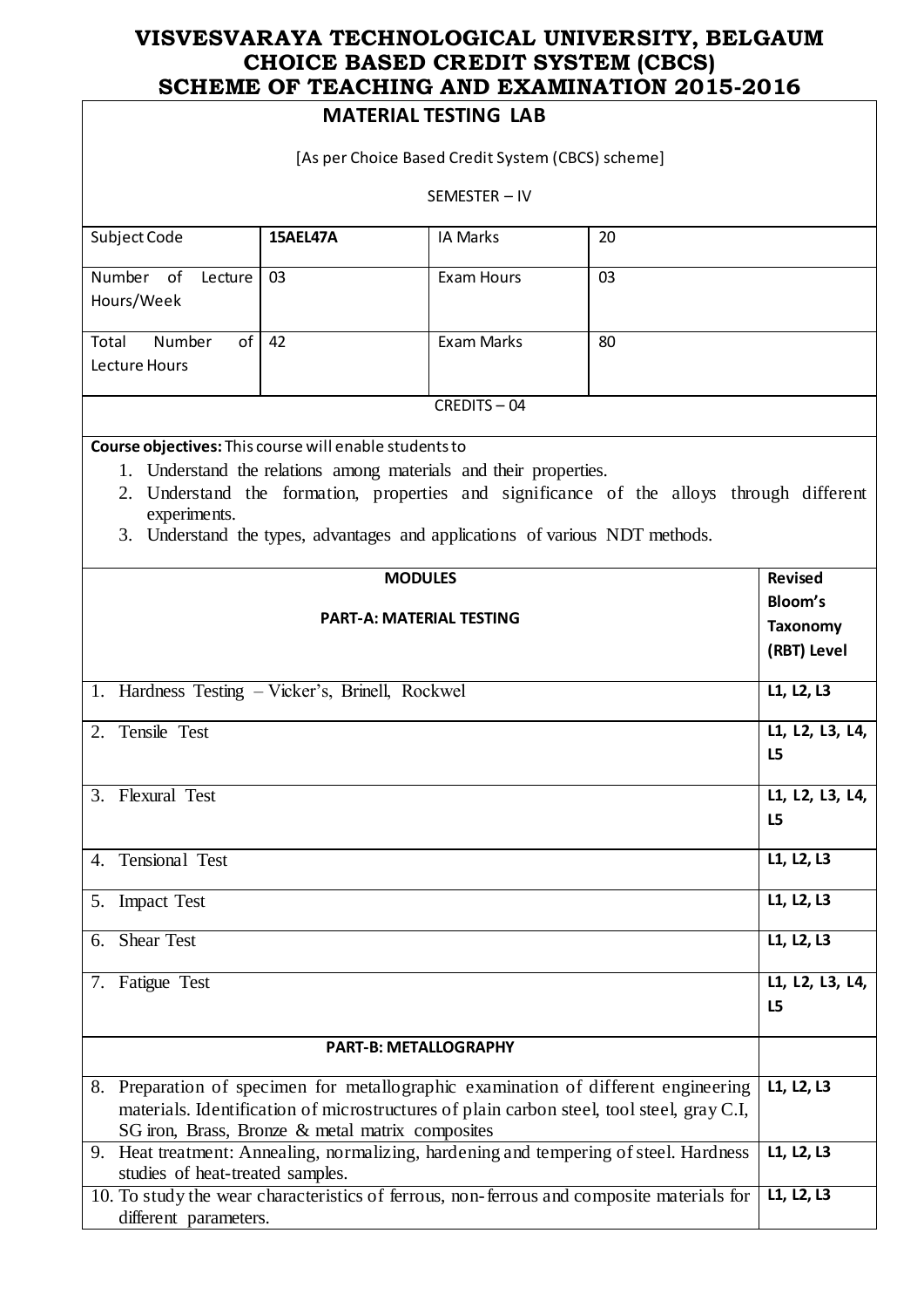# VISVESVARAYA TECHNOLOGICAL UNIVERSITY, BELGAUM
# CHOICE BASED CREDIT SYSTEM (CBCS)
# SCHEME OF TEACHING AND EXAMINATION 2015-2016

## MATERIAL TESTING LAB

[As per Choice Based Credit System (CBCS) scheme]

SEMESTER – IV

| Subject Code | **15AEL47A** | IA Marks | 20 |
|---|---|---|---|
| Number of Lecture Hours/Week | 03 | Exam Hours | 03 |
| Total Number of Lecture Hours | 42 | Exam Marks | 80 |

CREDITS – 04

**Course objectives:** This course will enable students to

1. Understand the relations among materials and their properties.
2. Understand the formation, properties and significance of the alloys through different experiments.
3. Understand the types, advantages and applications of various NDT methods.

| **MODULES**<br>**PART-A: MATERIAL TESTING** | **Revised Bloom's Taxonomy (RBT) Level** |
|---|---|
| 1. Hardness Testing – Vicker's, Brinell, Rockwel | L1, L2, L3 |
| 2. Tensile Test | L1, L2, L3, L4, L5 |
| 3. Flexural Test | L1, L2, L3, L4, L5 |
| 4. Tensional Test | L1, L2, L3 |
| 5. Impact Test | L1, L2, L3 |
| 6. Shear Test | L1, L2, L3 |
| 7. Fatigue Test | L1, L2, L3, L4, L5 |
| **PART-B: METALLOGRAPHY** | |
| 8. Preparation of specimen for metallographic examination of different engineering materials. Identification of microstructures of plain carbon steel, tool steel, gray C.I, SG iron, Brass, Bronze & metal matrix composites | L1, L2, L3 |
| 9. Heat treatment: Annealing, normalizing, hardening and tempering of steel. Hardness studies of heat-treated samples. | L1, L2, L3 |
| 10. To study the wear characteristics of ferrous, non-ferrous and composite materials for different parameters. | L1, L2, L3 |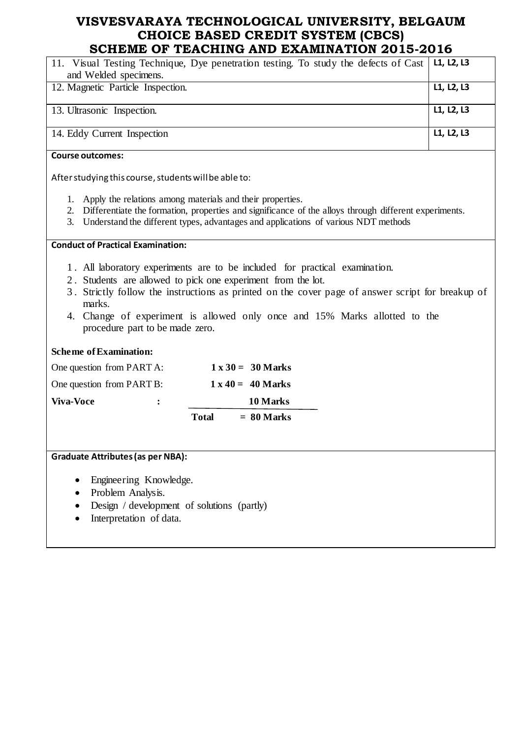| | |
|---|---|
| 11. Visual Testing Technique, Dye penetration testing. To study the defects of Cast and Welded specimens. | L1, L2, L3 |
| 12. Magnetic Particle Inspection. | L1, L2, L3 |
| 13. Ultrasonic Inspection. | L1, L2, L3 |
| 14. Eddy Current Inspection | L1, L2, L3 |

**Course outcomes:**

After studying this course, students will be able to:

1. Apply the relations among materials and their properties.
2. Differentiate the formation, properties and significance of the alloys through different experiments.
3. Understand the different types, advantages and applications of various NDT methods

**Conduct of Practical Examination:**

1. All laboratory experiments are to be included for practical examination.
2. Students are allowed to pick one experiment from the lot.
3. Strictly follow the instructions as printed on the cover page of answer script for breakup of marks.
4. Change of experiment is allowed only once and 15% Marks allotted to the procedure part to be made zero.

**Scheme of Examination:**

One question from PART A: **1 x 30 = 30 Marks**

One question from PART B: **1 x 40 = 40 Marks**

**Viva-Voce :** **10 Marks**

**Total = 80 Marks**

**Graduate Attributes (as per NBA):**

- Engineering Knowledge.
- Problem Analysis.
- Design / development of solutions (partly)
- Interpretation of data.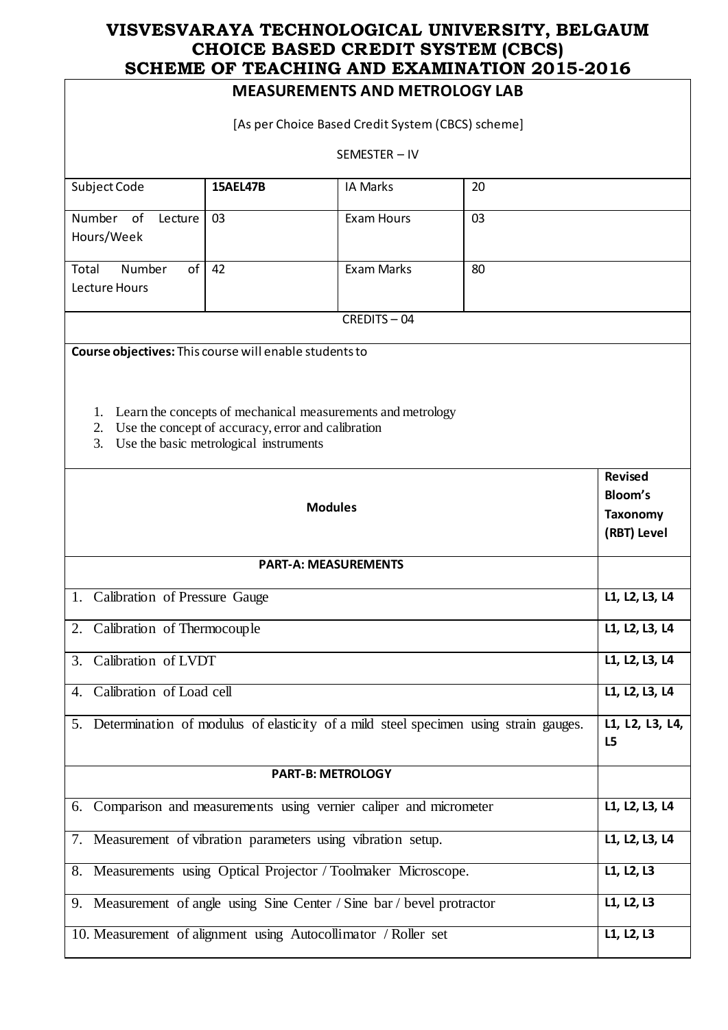# VISVESVARAYA TECHNOLOGICAL UNIVERSITY, BELGAUM
# CHOICE BASED CREDIT SYSTEM (CBCS)
# SCHEME OF TEACHING AND EXAMINATION 2015-2016

## MEASUREMENTS AND METROLOGY LAB

[As per Choice Based Credit System (CBCS) scheme]

SEMESTER – IV

| Subject Code | **15AEL47B** | IA Marks | 20 |
|---|---|---|---|
| Number of Lecture Hours/Week | 03 | Exam Hours | 03 |
| Total Number of Lecture Hours | 42 | Exam Marks | 80 |

CREDITS – 04

**Course objectives:** This course will enable students to

1. Learn the concepts of mechanical measurements and metrology
2. Use the concept of accuracy, error and calibration
3. Use the basic metrological instruments

| **Modules** | **Revised Bloom's Taxonomy (RBT) Level** |
|---|---|
| **PART-A: MEASUREMENTS** | |
| 1. Calibration of Pressure Gauge | **L1, L2, L3, L4** |
| 2. Calibration of Thermocouple | **L1, L2, L3, L4** |
| 3. Calibration of LVDT | **L1, L2, L3, L4** |
| 4. Calibration of Load cell | **L1, L2, L3, L4** |
| 5. Determination of modulus of elasticity of a mild steel specimen using strain gauges. | **L1, L2, L3, L4, L5** |
| **PART-B: METROLOGY** | |
| 6. Comparison and measurements using vernier caliper and micrometer | **L1, L2, L3, L4** |
| 7. Measurement of vibration parameters using vibration setup. | **L1, L2, L3, L4** |
| 8. Measurements using Optical Projector / Toolmaker Microscope. | **L1, L2, L3** |
| 9. Measurement of angle using Sine Center / Sine bar / bevel protractor | **L1, L2, L3** |
| 10. Measurement of alignment using Autocollimator / Roller set | **L1, L2, L3** |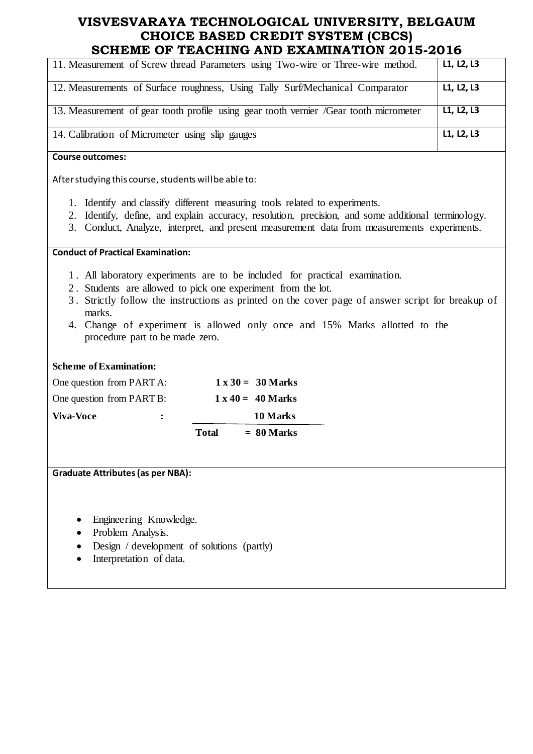| | |
|---|---|
| 11. Measurement of Screw thread Parameters using Two-wire or Three-wire method. | L1, L2, L3 |
| 12. Measurements of Surface roughness, Using Tally Surf/Mechanical Comparator | L1, L2, L3 |
| 13. Measurement of gear tooth profile using gear tooth vernier /Gear tooth micrometer | L1, L2, L3 |
| 14. Calibration of Micrometer using slip gauges | L1, L2, L3 |

**Course outcomes:**

After studying this course, students will be able to:

1. Identify and classify different measuring tools related to experiments.
2. Identify, define, and explain accuracy, resolution, precision, and some additional terminology.
3. Conduct, Analyze, interpret, and present measurement data from measurements experiments.

**Conduct of Practical Examination:**

1. All laboratory experiments are to be included for practical examination.
2. Students are allowed to pick one experiment from the lot.
3. Strictly follow the instructions as printed on the cover page of answer script for breakup of marks.
4. Change of experiment is allowed only once and 15% Marks allotted to the procedure part to be made zero.

**Scheme of Examination:**

One question from PART A: **1 x 30 = 30 Marks**

One question from PART B: **1 x 40 = 40 Marks**

**Viva-Voce :** **10 Marks**

**Total = 80 Marks**

**Graduate Attributes (as per NBA):**

- Engineering Knowledge.
- Problem Analysis.
- Design / development of solutions (partly)
- Interpretation of data.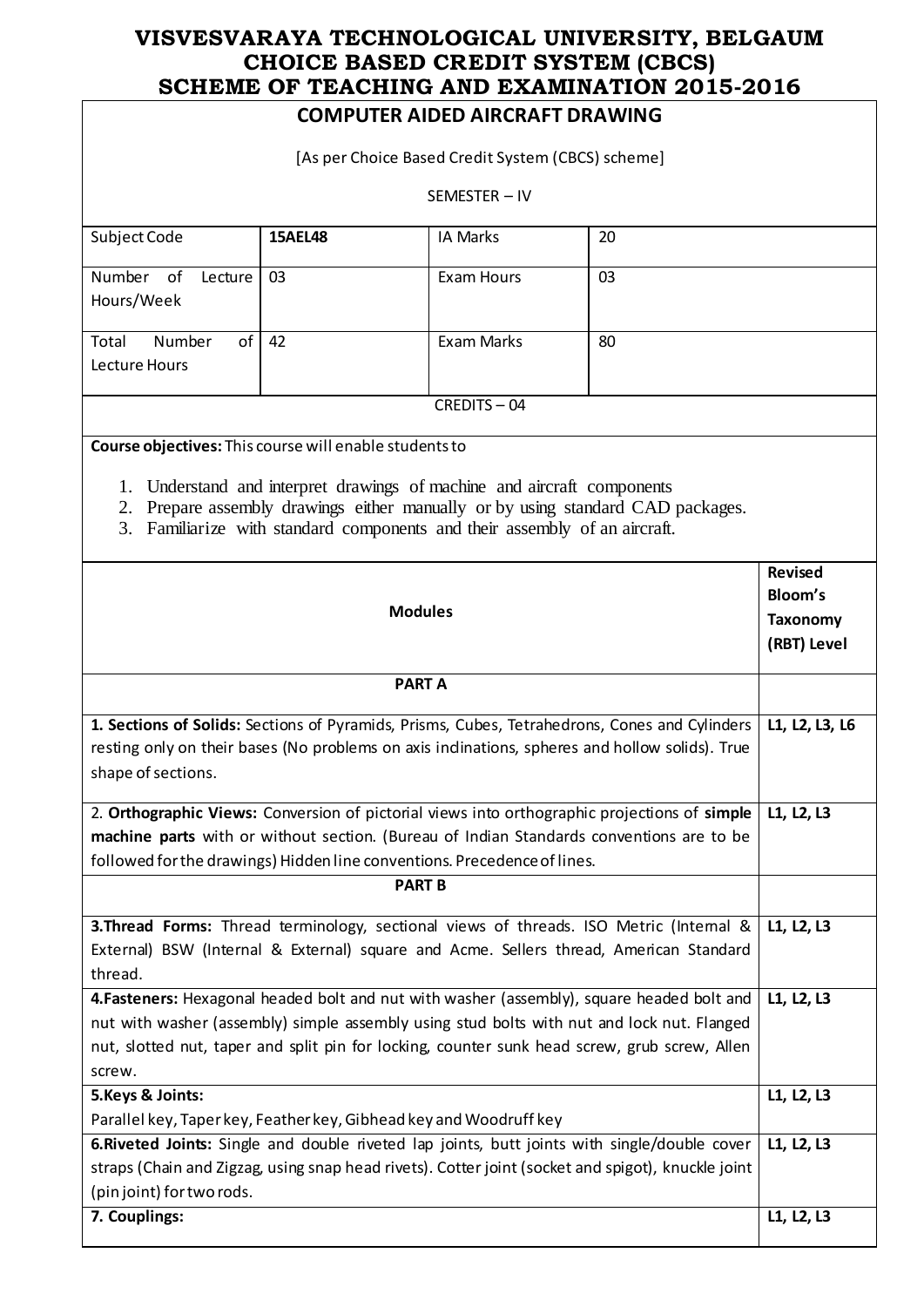# VISVESVARAYA TECHNOLOGICAL UNIVERSITY, BELGAUM
# CHOICE BASED CREDIT SYSTEM (CBCS)
# SCHEME OF TEACHING AND EXAMINATION 2015-2016

## COMPUTER AIDED AIRCRAFT DRAWING

[As per Choice Based Credit System (CBCS) scheme]

SEMESTER – IV

| Subject Code | **15AEL48** | IA Marks | 20 |
|---|---|---|---|
| Number of Lecture Hours/Week | 03 | Exam Hours | 03 |
| Total Number of Lecture Hours | 42 | Exam Marks | 80 |

CREDITS – 04

**Course objectives:** This course will enable students to

1. Understand and interpret drawings of machine and aircraft components
2. Prepare assembly drawings either manually or by using standard CAD packages.
3. Familiarize with standard components and their assembly of an aircraft.

| **Modules** | **Revised Bloom's Taxonomy (RBT) Level** |
|---|---|
| **PART A** | |
| **1. Sections of Solids:** Sections of Pyramids, Prisms, Cubes, Tetrahedrons, Cones and Cylinders resting only on their bases (No problems on axis inclinations, spheres and hollow solids). True shape of sections. | L1, L2, L3, L6 |
| 2. **Orthographic Views:** Conversion of pictorial views into orthographic projections of **simple machine parts** with or without section. (Bureau of Indian Standards conventions are to be followed for the drawings) Hidden line conventions. Precedence of lines. | L1, L2, L3 |
| **PART B** | |
| **3.Thread Forms:** Thread terminology, sectional views of threads. ISO Metric (Internal & External) BSW (Internal & External) square and Acme. Sellers thread, American Standard thread. | L1, L2, L3 |
| **4.Fasteners:** Hexagonal headed bolt and nut with washer (assembly), square headed bolt and nut with washer (assembly) simple assembly using stud bolts with nut and lock nut. Flanged nut, slotted nut, taper and split pin for locking, counter sunk head screw, grub screw, Allen screw. | L1, L2, L3 |
| **5.Keys & Joints:** Parallel key, Taper key, Feather key, Gibhead key and Woodruff key | L1, L2, L3 |
| **6.Riveted Joints:** Single and double riveted lap joints, butt joints with single/double cover straps (Chain and Zigzag, using snap head rivets). Cotter joint (socket and spigot), knuckle joint (pin joint) for two rods. | L1, L2, L3 |
| **7. Couplings:** | L1, L2, L3 |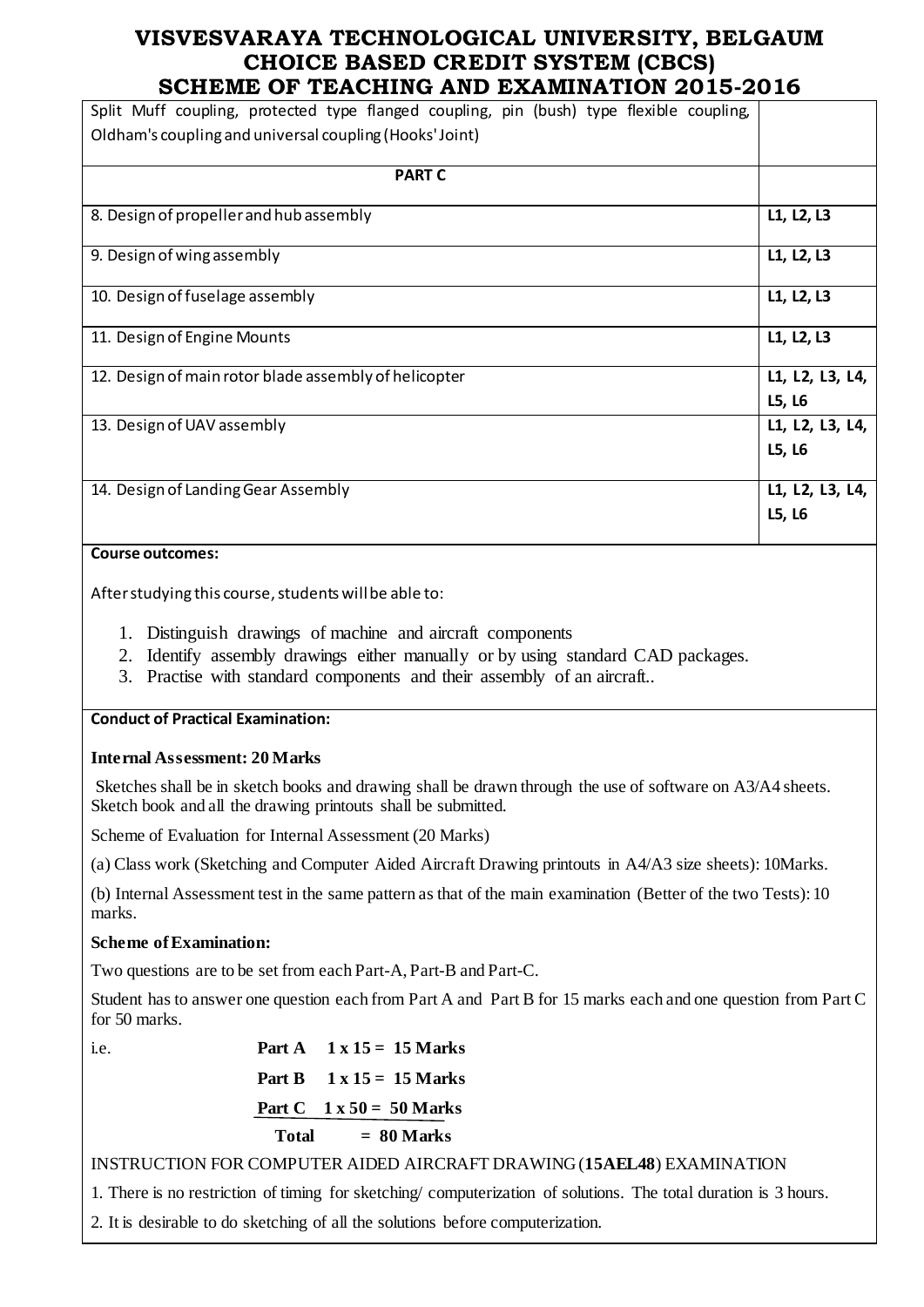| | |
|---|---|
| Split Muff coupling, protected type flanged coupling, pin (bush) type flexible coupling, Oldham's coupling and universal coupling (Hooks' Joint) | |
| **PART C** | |
| 8. Design of propeller and hub assembly | **L1, L2, L3** |
| 9. Design of wing assembly | **L1, L2, L3** |
| 10. Design of fuselage assembly | **L1, L2, L3** |
| 11. Design of Engine Mounts | **L1, L2, L3** |
| 12. Design of main rotor blade assembly of helicopter | **L1, L2, L3, L4, L5, L6** |
| 13. Design of UAV assembly | **L1, L2, L3, L4, L5, L6** |
| 14. Design of Landing Gear Assembly | **L1, L2, L3, L4, L5, L6** |

**Course outcomes:**

After studying this course, students will be able to:

1. Distinguish drawings of machine and aircraft components
2. Identify assembly drawings either manually or by using standard CAD packages.
3. Practise with standard components and their assembly of an aircraft..

**Conduct of Practical Examination:**

**Internal Assessment: 20 Marks**

Sketches shall be in sketch books and drawing shall be drawn through the use of software on A3/A4 sheets. Sketch book and all the drawing printouts shall be submitted.

Scheme of Evaluation for Internal Assessment (20 Marks)

(a) Class work (Sketching and Computer Aided Aircraft Drawing printouts in A4/A3 size sheets): 10Marks.

(b) Internal Assessment test in the same pattern as that of the main examination (Better of the two Tests): 10 marks.

**Scheme of Examination:**

Two questions are to be set from each Part-A, Part-B and Part-C.

Student has to answer one question each from Part A and Part B for 15 marks each and one question from Part C for 50 marks.

i.e. **Part A 1 x 15 = 15 Marks**

**Part B 1 x 15 = 15 Marks**

**Part C 1 x 50 = 50 Marks**

**Total = 80 Marks**

INSTRUCTION FOR COMPUTER AIDED AIRCRAFT DRAWING (**15AEL48**) EXAMINATION

1. There is no restriction of timing for sketching/ computerization of solutions. The total duration is 3 hours.

2. It is desirable to do sketching of all the solutions before computerization.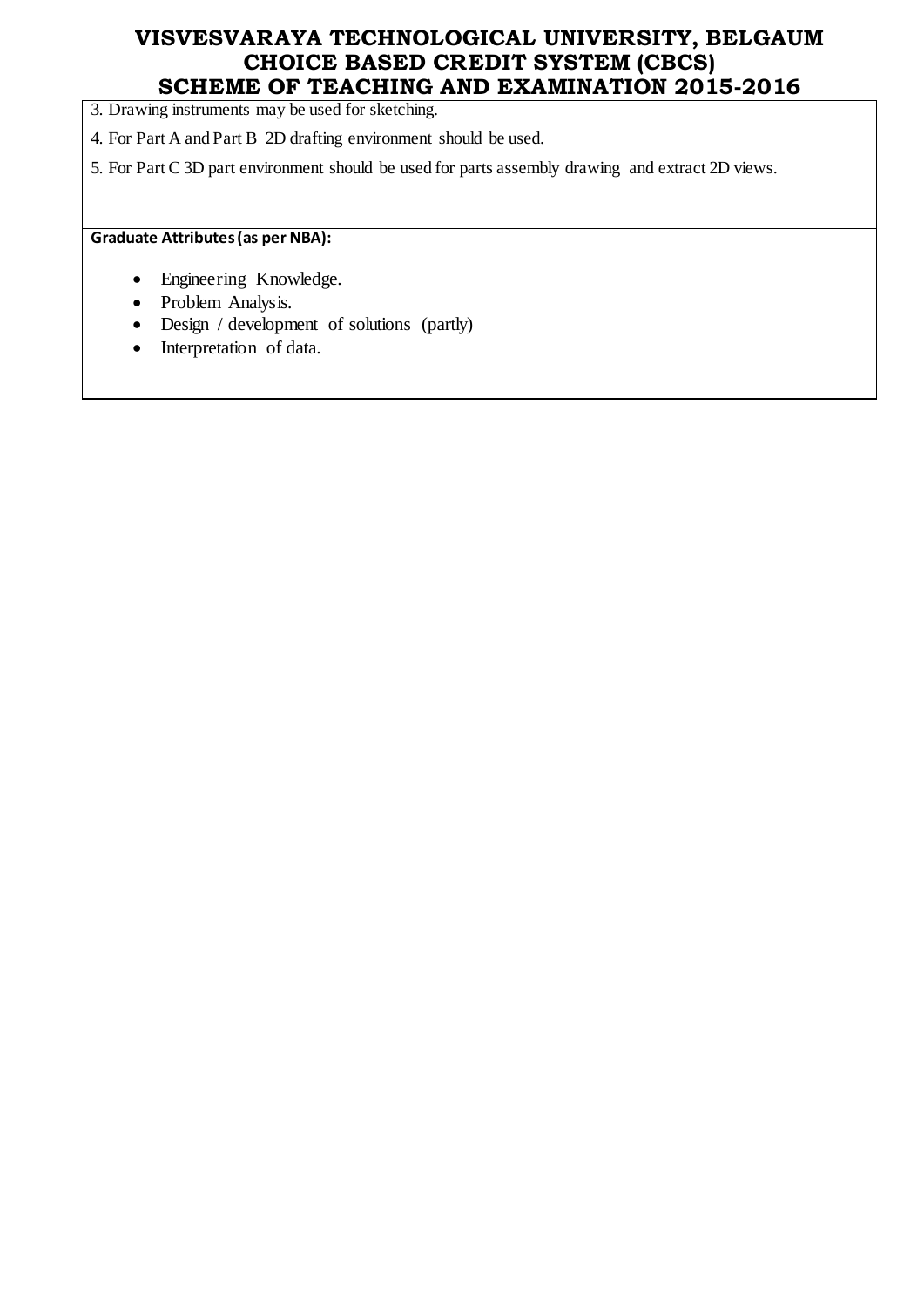3. Drawing instruments may be used for sketching.

4. For Part A and Part B 2D drafting environment should be used.

5. For Part C 3D part environment should be used for parts assembly drawing and extract 2D views.

**Graduate Attributes (as per NBA):**

- Engineering Knowledge.
- Problem Analysis.
- Design / development of solutions (partly)
- Interpretation of data.